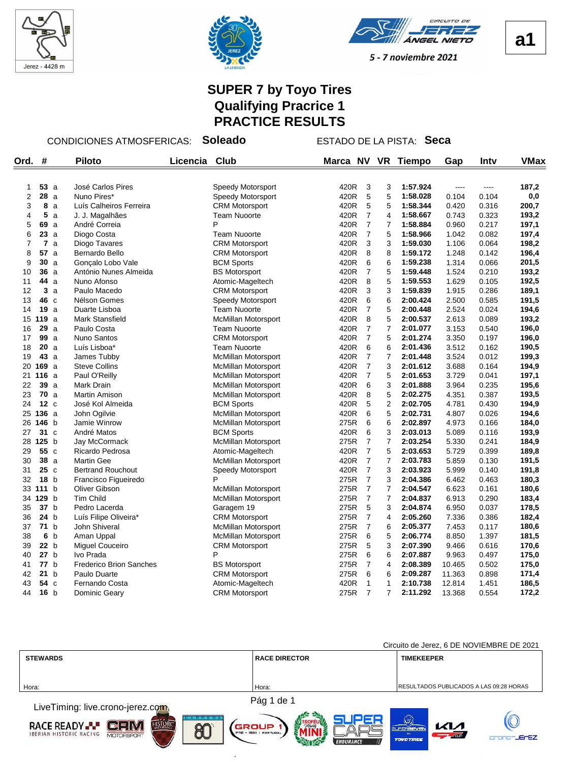Jerez - 4428 m

5 - 7 noviembre 2021

**a1**

# SUPER 7 by Toyo Tires
## Qualifying Pracrice 1
## PRACTICE RESULTS

CONDICIONES ATMOSFERICAS: **Soleado** ESTADO DE LA PISTA: **Seca**

| Ord. | # | | Piloto | Licencia | Club | Marca | NV | VR | Tiempo | Gap | Intv | VMax |
|---|---|---|---|---|---|---|---|---|---|---|---|---|
| 1 | **53** | a | José Carlos Pires | | Speedy Motorsport | 420R | 3 | 3 | **1:57.924** | ---- | ---- | **187,2** |
| 2 | **28** | a | Nuno Pires* | | Speedy Motorsport | 420R | 5 | 5 | **1:58.028** | 0.104 | 0.104 | **0,0** |
| 3 | **8** | a | Luís Calheiros Ferreira | | CRM Motorsport | 420R | 5 | 5 | **1:58.344** | 0.420 | 0.316 | **200,7** |
| 4 | **5** | a | J. J. Magalhães | | Team Nuoorte | 420R | 7 | 4 | **1:58.667** | 0.743 | 0.323 | **193,2** |
| 5 | **69** | a | André Correia | | P | 420R | 7 | 7 | **1:58.884** | 0.960 | 0.217 | **197,1** |
| 6 | **23** | a | Diogo Costa | | Team Nuoorte | 420R | 7 | 5 | **1:58.966** | 1.042 | 0.082 | **197,4** |
| 7 | **7** | a | Diogo Tavares | | CRM Motorsport | 420R | 3 | 3 | **1:59.030** | 1.106 | 0.064 | **198,2** |
| 8 | **57** | a | Bernardo Bello | | CRM Motorsport | 420R | 8 | 8 | **1:59.172** | 1.248 | 0.142 | **196,4** |
| 9 | **30** | a | Gonçalo Lobo Vale | | BCM Sports | 420R | 6 | 6 | **1:59.238** | 1.314 | 0.066 | **201,5** |
| 10 | **36** | a | António Nunes Almeida | | BS Motorsport | 420R | 7 | 5 | **1:59.448** | 1.524 | 0.210 | **193,2** |
| 11 | **44** | a | Nuno Afonso | | Atomic-Mageltech | 420R | 8 | 5 | **1:59.553** | 1.629 | 0.105 | **192,5** |
| 12 | **3** | a | Paulo Macedo | | CRM Motorsport | 420R | 3 | 3 | **1:59.839** | 1.915 | 0.286 | **189,1** |
| 13 | **46** | c | Nélson Gomes | | Speedy Motorsport | 420R | 6 | 6 | **2:00.424** | 2.500 | 0.585 | **191,5** |
| 14 | **19** | a | Duarte Lisboa | | Team Nuoorte | 420R | 7 | 5 | **2:00.448** | 2.524 | 0.024 | **194,6** |
| 15 | **119** | a | Mark Stansfield | | McMillan Motorsport | 420R | 8 | 5 | **2:00.537** | 2.613 | 0.089 | **193,2** |
| 16 | **29** | a | Paulo Costa | | Team Nuoorte | 420R | 7 | 7 | **2:01.077** | 3.153 | 0.540 | **196,0** |
| 17 | **99** | a | Nuno Santos | | CRM Motorsport | 420R | 7 | 5 | **2:01.274** | 3.350 | 0.197 | **196,0** |
| 18 | **20** | a | Luís Lisboa* | | Team Nuoorte | 420R | 6 | 6 | **2:01.436** | 3.512 | 0.162 | **190,5** |
| 19 | **43** | a | James Tubby | | McMillan Motorsport | 420R | 7 | 7 | **2:01.448** | 3.524 | 0.012 | **199,3** |
| 20 | **169** | a | Steve Collins | | McMillan Motorsport | 420R | 7 | 3 | **2:01.612** | 3.688 | 0.164 | **194,9** |
| 21 | **116** | a | Paul O'Reilly | | McMillan Motorsport | 420R | 7 | 5 | **2:01.653** | 3.729 | 0.041 | **197,1** |
| 22 | **39** | a | Mark Drain | | McMillan Motorsport | 420R | 6 | 3 | **2:01.888** | 3.964 | 0.235 | **195,6** |
| 23 | **70** | a | Martin Amison | | McMillan Motorsport | 420R | 8 | 5 | **2:02.275** | 4.351 | 0.387 | **193,5** |
| 24 | **12** | c | José Kol Almeida | | BCM Sports | 420R | 5 | 2 | **2:02.705** | 4.781 | 0.430 | **194,9** |
| 25 | **136** | a | John Ogilvie | | McMillan Motorsport | 420R | 6 | 5 | **2:02.731** | 4.807 | 0.026 | **194,6** |
| 26 | **146** | b | Jamie Winrow | | McMillan Motorsport | 275R | 6 | 6 | **2:02.897** | 4.973 | 0.166 | **184,0** |
| 27 | **31** | c | André Matos | | BCM Sports | 420R | 6 | 3 | **2:03.013** | 5.089 | 0.116 | **193,9** |
| 28 | **125** | b | Jay McCormack | | McMillan Motorsport | 275R | 7 | 7 | **2:03.254** | 5.330 | 0.241 | **184,9** |
| 29 | **55** | c | Ricardo Pedrosa | | Atomic-Mageltech | 420R | 7 | 5 | **2:03.653** | 5.729 | 0.399 | **189,8** |
| 30 | **38** | a | Martin Gee | | McMillan Motorsport | 420R | 7 | 7 | **2:03.783** | 5.859 | 0.130 | **191,5** |
| 31 | **25** | c | Bertrand Rouchout | | Speedy Motorsport | 420R | 7 | 3 | **2:03.923** | 5.999 | 0.140 | **191,8** |
| 32 | **18** | b | Francisco Figueiredo | | P | 275R | 7 | 3 | **2:04.386** | 6.462 | 0.463 | **180,3** |
| 33 | **111** | b | Oliver Gibson | | McMillan Motorsport | 275R | 7 | 7 | **2:04.547** | 6.623 | 0.161 | **180,6** |
| 34 | **129** | b | Tim Child | | McMillan Motorsport | 275R | 7 | 7 | **2:04.837** | 6.913 | 0.290 | **183,4** |
| 35 | **37** | b | Pedro Lacerda | | Garagem 19 | 275R | 5 | 3 | **2:04.874** | 6.950 | 0.037 | **178,5** |
| 36 | **24** | b | Luís Filipe Oliveira* | | CRM Motorsport | 275R | 7 | 4 | **2:05.260** | 7.336 | 0.386 | **182,4** |
| 37 | **71** | b | John Shiveral | | McMillan Motorsport | 275R | 7 | 6 | **2:05.377** | 7.453 | 0.117 | **180,6** |
| 38 | **6** | b | Aman Uppal | | McMillan Motorsport | 275R | 6 | 5 | **2:06.774** | 8.850 | 1.397 | **181,5** |
| 39 | **22** | b | Miguel Couceiro | | CRM Motorsport | 275R | 5 | 3 | **2:07.390** | 9.466 | 0.616 | **170,6** |
| 40 | **27** | b | Ivo Prada | | P | 275R | 6 | 6 | **2:07.887** | 9.963 | 0.497 | **175,0** |
| 41 | **77** | b | Frederico Brion Sanches | | BS Motorsport | 275R | 7 | 4 | **2:08.389** | 10.465 | 0.502 | **175,0** |
| 42 | **21** | b | Paulo Duarte | | CRM Motorsport | 275R | 6 | 6 | **2:09.287** | 11.363 | 0.898 | **171,4** |
| 43 | **54** | c | Fernando Costa | | Atomic-Mageltech | 420R | 1 | 1 | **2:10.738** | 12.814 | 1.451 | **186,5** |
| 44 | **16** | b | Dominic Geary | | CRM Motorsport | 275R | 7 | 7 | **2:11.292** | 13.368 | 0.554 | **172,2** |

Circuito de Jerez, 6 DE NOVIEMBRE DE 2021

| STEWARDS | RACE DIRECTOR | TIMEKEEPER |
|---|---|---|
| Hora: | Hora: | RESULTADOS PUBLICADOS A LAS 09:28 HORAS |

LiveTiming: live.crono-jerez.com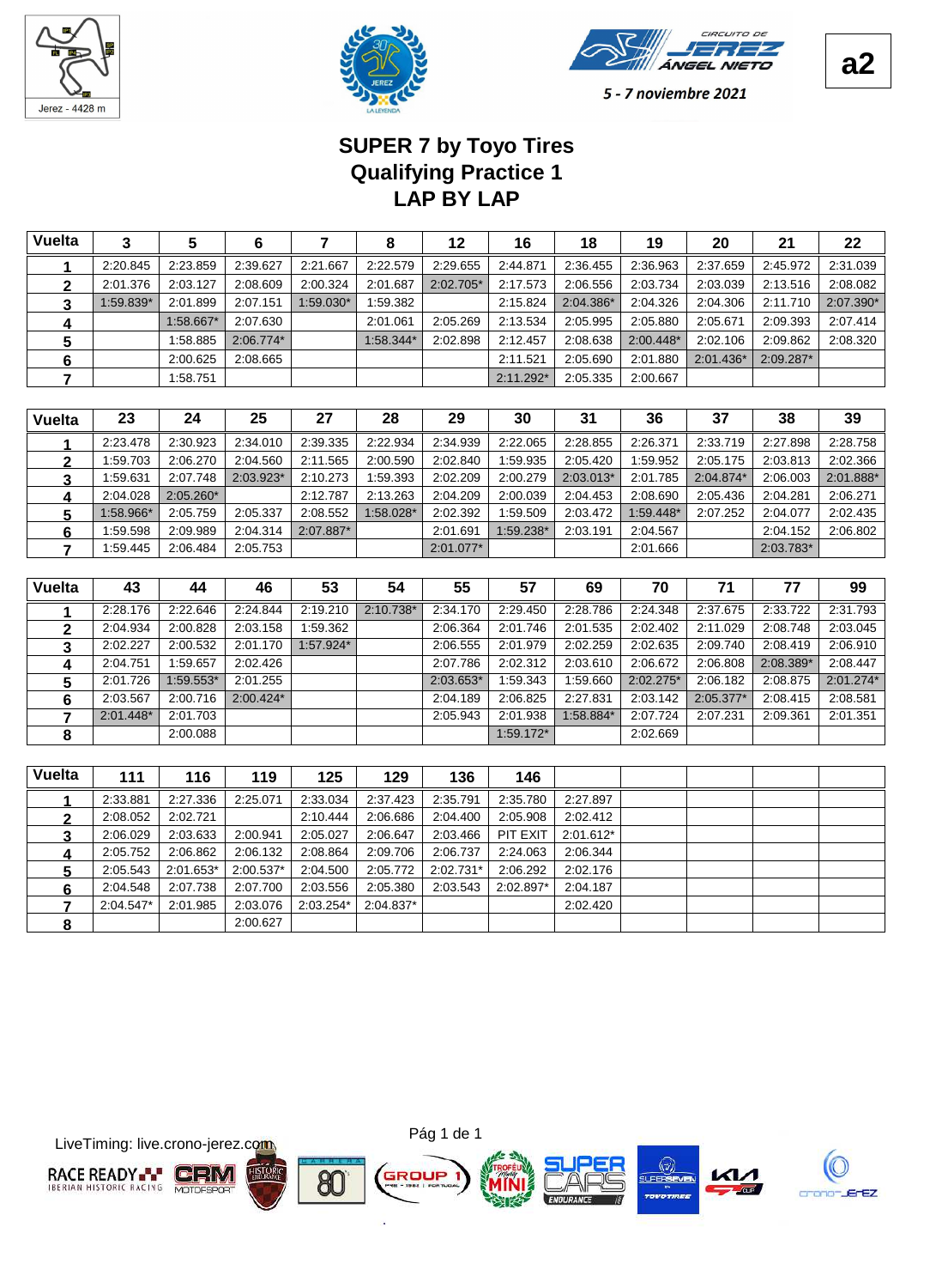5 - 7 noviembre 2021

a2

# SUPER 7 by Toyo Tires
## Qualifying Practice 1
## LAP BY LAP

| Vuelta | 3 | 5 | 6 | 7 | 8 | 12 | 16 | 18 | 19 | 20 | 21 | 22 |
|---|---|---|---|---|---|---|---|---|---|---|---|---|
| 1 | 2:20.845 | 2:23.859 | 2:39.627 | 2:21.667 | 2:22.579 | 2:29.655 | 2:44.871 | 2:36.455 | 2:36.963 | 2:37.659 | 2:45.972 | 2:31.039 |
| 2 | 2:01.376 | 2:03.127 | 2:08.609 | 2:00.324 | 2:01.687 | 2:02.705* | 2:17.573 | 2:06.556 | 2:03.734 | 2:03.039 | 2:13.516 | 2:08.082 |
| 3 | 1:59.839* | 2:01.899 | 2:07.151 | 1:59.030* | 1:59.382 | | 2:15.824 | 2:04.386* | 2:04.326 | 2:04.306 | 2:11.710 | 2:07.390* |
| 4 | | 1:58.667* | 2:07.630 | | 2:01.061 | 2:05.269 | 2:13.534 | 2:05.995 | 2:05.880 | 2:05.671 | 2:09.393 | 2:07.414 |
| 5 | | 1:58.885 | 2:06.774* | | 1:58.344* | 2:02.898 | 2:12.457 | 2:08.638 | 2:00.448* | 2:02.106 | 2:09.862 | 2:08.320 |
| 6 | | 2:00.625 | 2:08.665 | | | | 2:11.521 | 2:05.690 | 2:01.880 | 2:01.436* | 2:09.287* | |
| 7 | | 1:58.751 | | | | | 2:11.292* | 2:05.335 | 2:00.667 | | | |

| Vuelta | 23 | 24 | 25 | 27 | 28 | 29 | 30 | 31 | 36 | 37 | 38 | 39 |
|---|---|---|---|---|---|---|---|---|---|---|---|---|
| 1 | 2:23.478 | 2:30.923 | 2:34.010 | 2:39.335 | 2:22.934 | 2:34.939 | 2:22.065 | 2:28.855 | 2:26.371 | 2:33.719 | 2:27.898 | 2:28.758 |
| 2 | 1:59.703 | 2:06.270 | 2:04.560 | 2:11.565 | 2:00.590 | 2:02.840 | 1:59.935 | 2:05.420 | 1:59.952 | 2:05.175 | 2:03.813 | 2:02.366 |
| 3 | 1:59.631 | 2:07.748 | 2:03.923* | 2:10.273 | 1:59.393 | 2:02.209 | 2:00.279 | 2:03.013* | 2:01.785 | 2:04.874* | 2:06.003 | 2:01.888* |
| 4 | 2:04.028 | 2:05.260* | | 2:12.787 | 2:13.263 | 2:04.209 | 2:00.039 | 2:04.453 | 2:08.690 | 2:05.436 | 2:04.281 | 2:06.271 |
| 5 | 1:58.966* | 2:05.759 | 2:05.337 | 2:08.552 | 1:58.028* | 2:02.392 | 1:59.509 | 2:03.472 | 1:59.448* | 2:07.252 | 2:04.077 | 2:02.435 |
| 6 | 1:59.598 | 2:09.989 | 2:04.314 | 2:07.887* | | 2:01.691 | 1:59.238* | 2:03.191 | 2:04.567 | | 2:04.152 | 2:06.802 |
| 7 | 1:59.445 | 2:06.484 | 2:05.753 | | | 2:01.077* | | | 2:01.666 | | 2:03.783* | |

| Vuelta | 43 | 44 | 46 | 53 | 54 | 55 | 57 | 69 | 70 | 71 | 77 | 99 |
|---|---|---|---|---|---|---|---|---|---|---|---|---|
| 1 | 2:28.176 | 2:22.646 | 2:24.844 | 2:19.210 | 2:10.738* | 2:34.170 | 2:29.450 | 2:28.786 | 2:24.348 | 2:37.675 | 2:33.722 | 2:31.793 |
| 2 | 2:04.934 | 2:00.828 | 2:03.158 | 1:59.362 | | 2:06.364 | 2:01.746 | 2:01.535 | 2:02.402 | 2:11.029 | 2:08.748 | 2:03.045 |
| 3 | 2:02.227 | 2:00.532 | 2:01.170 | 1:57.924* | | 2:06.555 | 2:01.979 | 2:02.259 | 2:02.635 | 2:09.740 | 2:08.419 | 2:06.910 |
| 4 | 2:04.751 | 1:59.657 | 2:02.426 | | | 2:07.786 | 2:02.312 | 2:03.610 | 2:06.672 | 2:06.808 | 2:08.389* | 2:08.447 |
| 5 | 2:01.726 | 1:59.553* | 2:01.255 | | | 2:03.653* | 1:59.343 | 1:59.660 | 2:02.275* | 2:06.182 | 2:08.875 | 2:01.274* |
| 6 | 2:03.567 | 2:00.716 | 2:00.424* | | | 2:04.189 | 2:06.825 | 2:27.831 | 2:03.142 | 2:05.377* | 2:08.415 | 2:08.581 |
| 7 | 2:01.448* | 2:01.703 | | | | 2:05.943 | 2:01.938 | 1:58.884* | 2:07.724 | 2:07.231 | 2:09.361 | 2:01.351 |
| 8 | | 2:00.088 | | | | | 1:59.172* | | 2:02.669 | | | |

| Vuelta | 111 | 116 | 119 | 125 | 129 | 136 | 146 | | | | | |
|---|---|---|---|---|---|---|---|---|---|---|---|---|
| 1 | 2:33.881 | 2:27.336 | 2:25.071 | 2:33.034 | 2:37.423 | 2:35.791 | 2:35.780 | 2:27.897 | | | | |
| 2 | 2:08.052 | 2:02.721 | | 2:10.444 | 2:06.686 | 2:04.400 | 2:05.908 | 2:02.412 | | | | |
| 3 | 2:06.029 | 2:03.633 | 2:00.941 | 2:05.027 | 2:06.647 | 2:03.466 | PIT EXIT | 2:01.612* | | | | |
| 4 | 2:05.752 | 2:06.862 | 2:06.132 | 2:08.864 | 2:09.706 | 2:06.737 | 2:24.063 | 2:06.344 | | | | |
| 5 | 2:05.543 | 2:01.653* | 2:00.537* | 2:04.500 | 2:05.772 | 2:02.731* | 2:06.292 | 2:02.176 | | | | |
| 6 | 2:04.548 | 2:07.738 | 2:07.700 | 2:03.556 | 2:05.380 | 2:03.543 | 2:02.897* | 2:04.187 | | | | |
| 7 | 2:04.547* | 2:01.985 | 2:03.076 | 2:03.254* | 2:04.837* | | | 2:02.420 | | | | |
| 8 | | | 2:00.627 | | | | | | | | | |

LiveTiming: live.crono-jerez.com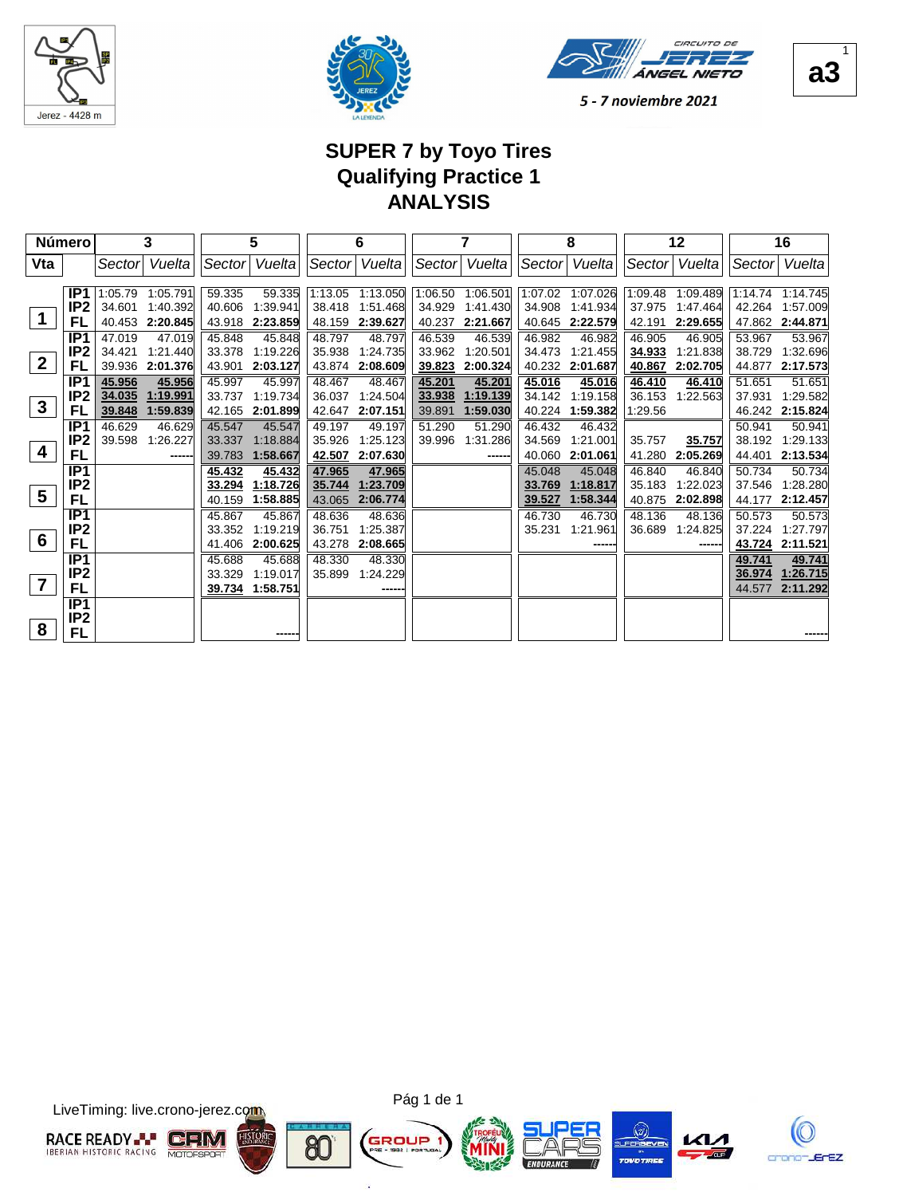Jerez - 4428 m

CIRCUITO DE JEREZ ÁNGEL NIETO

5 - 7 noviembre 2021

**a3**

# SUPER 7 by Toyo Tires
## Qualifying Practice 1
## ANALYSIS

| Número | | 3 | | 5 | | 6 | | 7 | | 8 | | 12 | | 16 | |
|---|---|---|---|---|---|---|---|---|---|---|---|---|---|---|---|
| Vta | | Sector | Vuelta | Sector | Vuelta | Sector | Vuelta | Sector | Vuelta | Sector | Vuelta | Sector | Vuelta | Sector | Vuelta |
| 1 | IP1 | 1:05.79 | 1:05.791 | 59.335 | 59.335 | 1:13.05 | 1:13.050 | 1:06.50 | 1:06.501 | 1:07.02 | 1:07.026 | 1:09.48 | 1:09.489 | 1:14.74 | 1:14.745 |
| | IP2 | 34.601 | 1:40.392 | 40.606 | 1:39.941 | 38.418 | 1:51.468 | 34.929 | 1:41.430 | 34.908 | 1:41.934 | 37.975 | 1:47.464 | 42.264 | 1:57.009 |
| | FL | 40.453 | **2:20.845** | 43.918 | **2:23.859** | 48.159 | **2:39.627** | 40.237 | **2:21.667** | 40.645 | **2:22.579** | 42.191 | **2:29.655** | 47.862 | **2:44.871** |
| 2 | IP1 | 47.019 | 47.019 | 45.848 | 45.848 | 48.797 | 48.797 | 46.539 | 46.539 | 46.982 | 46.982 | 46.905 | 46.905 | 53.967 | 53.967 |
| | IP2 | 34.421 | 1:21.440 | 33.378 | 1:19.226 | 35.938 | 1:24.735 | 33.962 | 1:20.501 | 34.473 | 1:21.455 | **34.933** | 1:21.838 | 38.729 | 1:32.696 |
| | FL | 39.936 | **2:01.376** | 43.901 | **2:03.127** | 43.874 | **2:08.609** | **39.823** | **2:00.324** | 40.232 | **2:01.687** | **40.867** | **2:02.705** | 44.877 | **2:17.573** |
| 3 | IP1 | **45.956** | **45.956** | 45.997 | 45.997 | 48.467 | 48.467 | **45.201** | **45.201** | **45.016** | **45.016** | **46.410** | **46.410** | 51.651 | 51.651 |
| | IP2 | **34.035** | **1:19.991** | 33.737 | 1:19.734 | 36.037 | 1:24.504 | **33.938** | **1:19.139** | 34.142 | 1:19.158 | 36.153 | 1:22.563 | 37.931 | 1:29.582 |
| | FL | **39.848** | **1:59.839** | 42.165 | **2:01.899** | 42.647 | **2:07.151** | 39.891 | **1:59.030** | 40.224 | **1:59.382** | 1:29.56 | | 46.242 | **2:15.824** |
| 4 | IP1 | 46.629 | 46.629 | 45.547 | 45.547 | 49.197 | 49.197 | 51.290 | 51.290 | 46.432 | 46.432 | | | 50.941 | 50.941 |
| | IP2 | 39.598 | 1:26.227 | 33.337 | 1:18.884 | 35.926 | 1:25.123 | 39.996 | 1:31.286 | 34.569 | 1:21.001 | 35.757 | **35.757** | 38.192 | 1:29.133 |
| | FL | | ------ | 39.783 | **1:58.667** | **42.507** | **2:07.630** | | ------ | 40.060 | **2:01.061** | 41.280 | **2:05.269** | 44.401 | **2:13.534** |
| 5 | IP1 | | | **45.432** | **45.432** | **47.965** | **47.965** | | | 45.048 | 45.048 | 46.840 | 46.840 | 50.734 | 50.734 |
| | IP2 | | | **33.294** | **1:18.726** | **35.744** | **1:23.709** | | | **33.769** | **1:18.817** | 35.183 | 1:22.023 | 37.546 | 1:28.280 |
| | FL | | | 40.159 | **1:58.885** | 43.065 | **2:06.774** | | | **39.527** | **1:58.344** | 40.875 | **2:02.898** | 44.177 | **2:12.457** |
| 6 | IP1 | | | 45.867 | 45.867 | 48.636 | 48.636 | | | 46.730 | 46.730 | 48.136 | 48.136 | 50.573 | 50.573 |
| | IP2 | | | 33.352 | 1:19.219 | 36.751 | 1:25.387 | | | 35.231 | 1:21.961 | 36.689 | 1:24.825 | 37.224 | 1:27.797 |
| | FL | | | 41.406 | **2:00.625** | 43.278 | **2:08.665** | | | | ------ | | ------ | **43.724** | **2:11.521** |
| 7 | IP1 | | | 45.688 | 45.688 | 48.330 | 48.330 | | | | | | | **49.741** | **49.741** |
| | IP2 | | | 33.329 | 1:19.017 | 35.899 | 1:24.229 | | | | | | | **36.974** | **1:26.715** |
| | FL | | | **39.734** | **1:58.751** | | ------ | | | | | | | 44.577 | **2:11.292** |
| 8 | IP1 | | | | | | | | | | | | | | |
| | IP2 | | | | | | | | | | | | | | |
| | FL | | | | ------ | | | | | | | | | | ------ |

LiveTiming: live.crono-jerez.com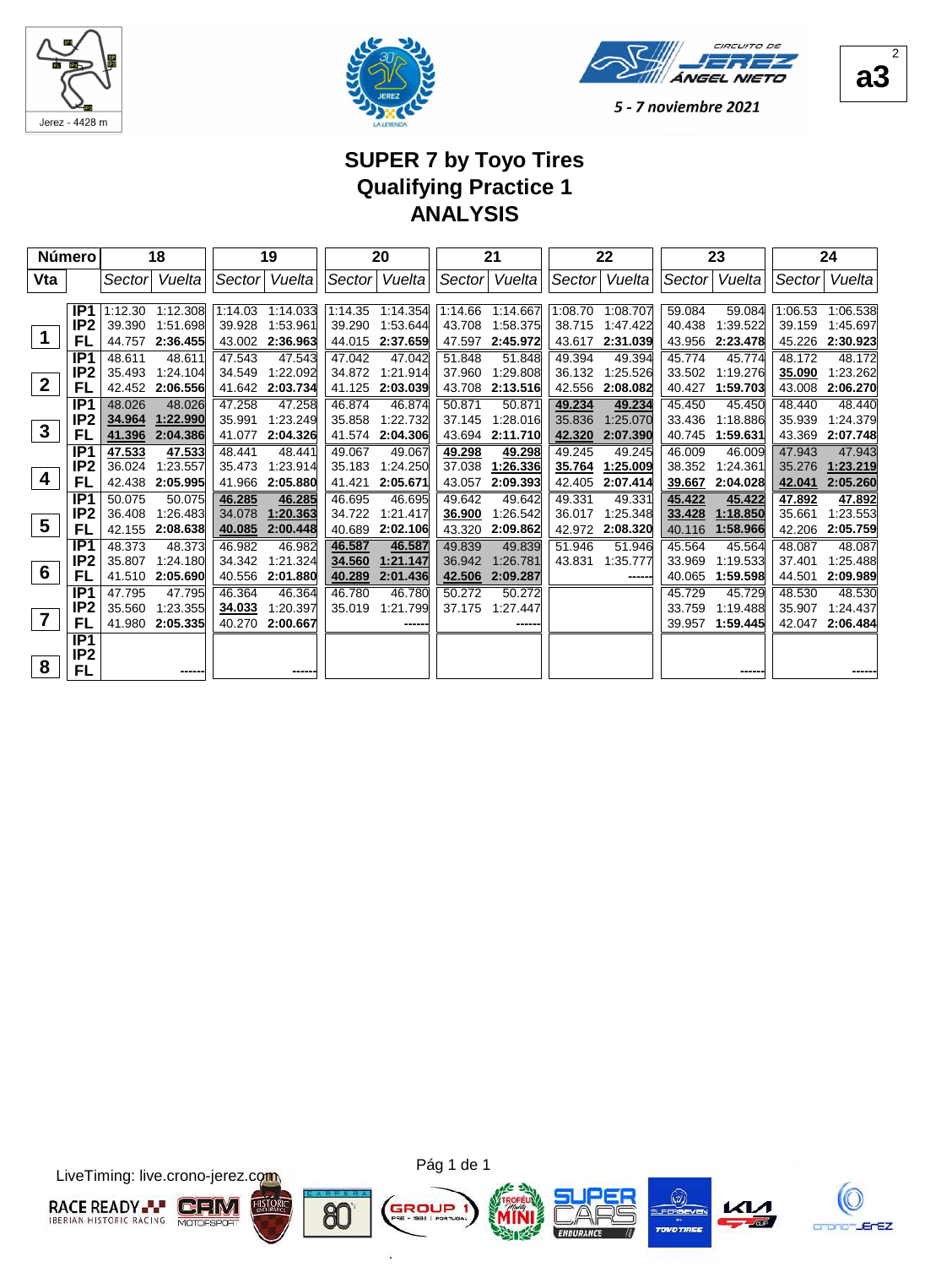Jerez - 4428 m

CIRCUITO DE JEREZ ÁNGEL NIETO

5 - 7 noviembre 2021

**a3**

# SUPER 7 by Toyo Tires
## Qualifying Practice 1
## ANALYSIS

| Número | | 18 | | 19 | | 20 | | 21 | | 22 | | 23 | | 24 | |
|---|---|---|---|---|---|---|---|---|---|---|---|---|---|---|---|
| Vta | | Sector | Vuelta | Sector | Vuelta | Sector | Vuelta | Sector | Vuelta | Sector | Vuelta | Sector | Vuelta | Sector | Vuelta |
| 1 | IP1 | 1:12.30 | 1:12.308 | 1:14.03 | 1:14.033 | 1:14.35 | 1:14.354 | 1:14.66 | 1:14.667 | 1:08.70 | 1:08.707 | 59.084 | 59.084 | 1:06.53 | 1:06.538 |
| | IP2 | 39.390 | 1:51.698 | 39.928 | 1:53.961 | 39.290 | 1:53.644 | 43.708 | 1:58.375 | 38.715 | 1:47.422 | 40.438 | 1:39.522 | 39.159 | 1:45.697 |
| | FL | 44.757 | **2:36.455** | 43.002 | **2:36.963** | 44.015 | **2:37.659** | 47.597 | **2:45.972** | 43.617 | **2:31.039** | 43.956 | **2:23.478** | 45.226 | **2:30.923** |
| 2 | IP1 | 48.611 | 48.611 | 47.543 | 47.543 | 47.042 | 47.042 | 51.848 | 51.848 | 49.394 | 49.394 | 45.774 | 45.774 | 48.172 | 48.172 |
| | IP2 | 35.493 | 1:24.104 | 34.549 | 1:22.092 | 34.872 | 1:21.914 | 37.960 | 1:29.808 | 36.132 | 1:25.526 | 33.502 | 1:19.276 | **35.090** | 1:23.262 |
| | FL | 42.452 | **2:06.556** | 41.642 | **2:03.734** | 41.125 | **2:03.039** | 43.708 | **2:13.516** | 42.556 | **2:08.082** | 40.427 | **1:59.703** | 43.008 | **2:06.270** |
| 3 | IP1 | 48.026 | 48.026 | 47.258 | 47.258 | 46.874 | 46.874 | 50.871 | 50.871 | **49.234** | **49.234** | 45.450 | 45.450 | 48.440 | 48.440 |
| | IP2 | **34.964** | **1:22.990** | 35.991 | 1:23.249 | 35.858 | 1:22.732 | 37.145 | 1:28.016 | 35.836 | 1:25.070 | 33.436 | 1:18.886 | 35.939 | 1:24.379 |
| | FL | **41.396** | **2:04.386** | 41.077 | **2:04.326** | 41.574 | **2:04.306** | 43.694 | **2:11.710** | **42.320** | **2:07.390** | 40.745 | **1:59.631** | 43.369 | **2:07.748** |
| 4 | IP1 | **47.533** | **47.533** | 48.441 | 48.441 | 49.067 | 49.067 | **49.298** | **49.298** | 49.245 | 49.245 | 46.009 | 46.009 | 47.943 | 47.943 |
| | IP2 | 36.024 | 1:23.557 | 35.473 | 1:23.914 | 35.183 | 1:24.250 | 37.038 | **1:26.336** | **35.764** | **1:25.009** | 38.352 | 1:24.361 | 35.276 | **1:23.219** |
| | FL | 42.438 | **2:05.995** | 41.966 | **2:05.880** | 41.421 | **2:05.671** | 43.057 | **2:09.393** | 42.405 | **2:07.414** | **39.667** | **2:04.028** | **42.041** | **2:05.260** |
| 5 | IP1 | 50.075 | 50.075 | **46.285** | **46.285** | 46.695 | 46.695 | 49.642 | 49.642 | 49.331 | 49.331 | **45.422** | **45.422** | **47.892** | **47.892** |
| | IP2 | 36.408 | 1:26.483 | 34.078 | **1:20.363** | 34.722 | 1:21.417 | **36.900** | 1:26.542 | 36.017 | 1:25.348 | **33.428** | **1:18.850** | 35.661 | 1:23.553 |
| | FL | 42.155 | **2:08.638** | **40.085** | **2:00.448** | 40.689 | **2:02.106** | 43.320 | **2:09.862** | 42.972 | **2:08.320** | 40.116 | **1:58.966** | 42.206 | **2:05.759** |
| 6 | IP1 | 48.373 | 48.373 | 46.982 | 46.982 | **46.587** | **46.587** | 49.839 | 49.839 | 51.946 | 51.946 | 45.564 | 45.564 | 48.087 | 48.087 |
| | IP2 | 35.807 | 1:24.180 | 34.342 | 1:21.324 | **34.560** | **1:21.147** | 36.942 | 1:26.781 | 43.831 | 1:35.777 | 33.969 | 1:19.533 | 37.401 | 1:25.488 |
| | FL | 41.510 | **2:05.690** | 40.556 | **2:01.880** | **40.289** | **2:01.436** | **42.506** | **2:09.287** | | ------ | 40.065 | **1:59.598** | 44.501 | **2:09.989** |
| 7 | IP1 | 47.795 | 47.795 | 46.364 | 46.364 | 46.780 | 46.780 | 50.272 | 50.272 | | | 45.729 | 45.729 | 48.530 | 48.530 |
| | IP2 | 35.560 | 1:23.355 | **34.033** | 1:20.397 | 35.019 | 1:21.799 | 37.175 | 1:27.447 | | | 33.759 | 1:19.488 | 35.907 | 1:24.437 |
| | FL | 41.980 | **2:05.335** | 40.270 | **2:00.667** | | ------ | | ------ | | | 39.957 | **1:59.445** | 42.047 | **2:06.484** |
| 8 | IP1 | | | | | | | | | | | | | | |
| | IP2 | | | | | | | | | | | | | | |
| | FL | | ------ | | ------ | | | | | | | | ------ | | ------ |

LiveTiming: live.crono-jerez.com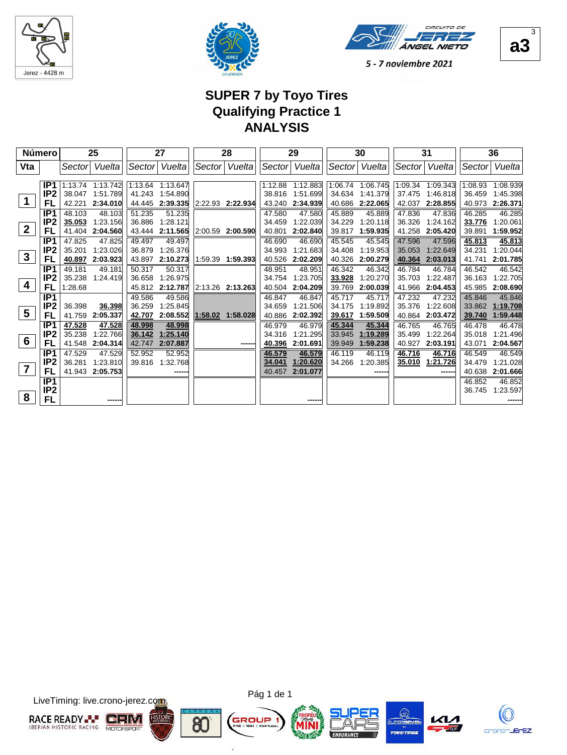Jerez - 4428 m

5 - 7 noviembre 2021

a3

# SUPER 7 by Toyo Tires
## Qualifying Practice 1
## ANALYSIS

| Número | | 25 | | 27 | | 28 | | 29 | | 30 | | 31 | | 36 | |
|---|---|---|---|---|---|---|---|---|---|---|---|---|---|---|---|
| Vta | | Sector | Vuelta | Sector | Vuelta | Sector | Vuelta | Sector | Vuelta | Sector | Vuelta | Sector | Vuelta | Sector | Vuelta |
| 1 | IP1 | 1:13.74 | 1:13.742 | 1:13.64 | 1:13.647 | | | 1:12.88 | 1:12.883 | 1:06.74 | 1:06.745 | 1:09.34 | 1:09.343 | 1:08.93 | 1:08.939 |
| | IP2 | 38.047 | 1:51.789 | 41.243 | 1:54.890 | | | 38.816 | 1:51.699 | 34.634 | 1:41.379 | 37.475 | 1:46.818 | 36.459 | 1:45.398 |
| | FL | 42.221 | **2:34.010** | 44.445 | **2:39.335** | 2:22.93 | **2:22.934** | 43.240 | **2:34.939** | 40.686 | **2:22.065** | 42.037 | **2:28.855** | 40.973 | **2:26.371** |
| 2 | IP1 | 48.103 | 48.103 | 51.235 | 51.235 | | | 47.580 | 47.580 | 45.889 | 45.889 | 47.836 | 47.836 | 46.285 | 46.285 |
| | IP2 | **35.053** | 1:23.156 | 36.886 | 1:28.121 | | | 34.459 | 1:22.039 | 34.229 | 1:20.118 | 36.326 | 1:24.162 | **33.776** | 1:20.061 |
| | FL | 41.404 | **2:04.560** | 43.444 | **2:11.565** | 2:00.59 | **2:00.590** | 40.801 | **2:02.840** | 39.817 | **1:59.935** | 41.258 | **2:05.420** | 39.891 | **1:59.952** |
| 3 | IP1 | 47.825 | 47.825 | 49.497 | 49.497 | | | 46.690 | 46.690 | 45.545 | 45.545 | 47.596 | 47.596 | **45.813** | **45.813** |
| | IP2 | 35.201 | 1:23.026 | 36.879 | 1:26.376 | | | 34.993 | 1:21.683 | 34.408 | 1:19.953 | 35.053 | 1:22.649 | 34.231 | 1:20.044 |
| | FL | **40.897** | **2:03.923** | 43.897 | **2:10.273** | 1:59.39 | **1:59.393** | 40.526 | **2:02.209** | 40.326 | **2:00.279** | **40.364** | **2:03.013** | 41.741 | **2:01.785** |
| 4 | IP1 | 49.181 | 49.181 | 50.317 | 50.317 | | | 48.951 | 48.951 | 46.342 | 46.342 | 46.784 | 46.784 | 46.542 | 46.542 |
| | IP2 | 35.238 | 1:24.419 | 36.658 | 1:26.975 | | | 34.754 | 1:23.705 | **33.928** | 1:20.270 | 35.703 | 1:22.487 | 36.163 | 1:22.705 |
| | FL | 1:28.68 | | 45.812 | **2:12.787** | 2:13.26 | **2:13.263** | 40.504 | **2:04.209** | 39.769 | **2:00.039** | 41.966 | **2:04.453** | 45.985 | **2:08.690** |
| 5 | IP1 | | | 49.586 | 49.586 | | | 46.847 | 46.847 | 45.717 | 45.717 | 47.232 | 47.232 | 45.846 | 45.846 |
| | IP2 | 36.398 | **36.398** | 36.259 | 1:25.845 | | | 34.659 | 1:21.506 | 34.175 | 1:19.892 | 35.376 | 1:22.608 | 33.862 | **1:19.708** |
| | FL | 41.759 | **2:05.337** | **42.707** | **2:08.552** | **1:58.02** | **1:58.028** | 40.886 | **2:02.392** | **39.617** | **1:59.509** | 40.864 | **2:03.472** | **39.740** | **1:59.448** |
| 6 | IP1 | **47.528** | **47.528** | **48.998** | **48.998** | | | 46.979 | 46.979 | **45.344** | **45.344** | 46.765 | 46.765 | 46.478 | 46.478 |
| | IP2 | 35.238 | 1:22.766 | **36.142** | **1:25.140** | | | 34.316 | 1:21.295 | 33.945 | **1:19.289** | 35.499 | 1:22.264 | 35.018 | 1:21.496 |
| | FL | 41.548 | **2:04.314** | 42.747 | **2:07.887** | | ------ | **40.396** | **2:01.691** | 39.949 | **1:59.238** | 40.927 | **2:03.191** | 43.071 | **2:04.567** |
| 7 | IP1 | 47.529 | 47.529 | 52.952 | 52.952 | | | **46.579** | **46.579** | 46.119 | 46.119 | **46.716** | **46.716** | 46.549 | 46.549 |
| | IP2 | 36.281 | 1:23.810 | 39.816 | 1:32.768 | | | **34.041** | **1:20.620** | 34.266 | 1:20.385 | **35.010** | **1:21.726** | 34.479 | 1:21.028 |
| | FL | 41.943 | **2:05.753** | | ------ | | | 40.457 | **2:01.077** | | ------ | | ------ | 40.638 | **2:01.666** |
| 8 | IP1 | | | | | | | | | | | | | 46.852 | 46.852 |
| | IP2 | | | | | | | | | | | | | 36.745 | 1:23.597 |
| | FL | | ------ | | | | | | ------ | | | | | | ------ |

LiveTiming: live.crono-jerez.com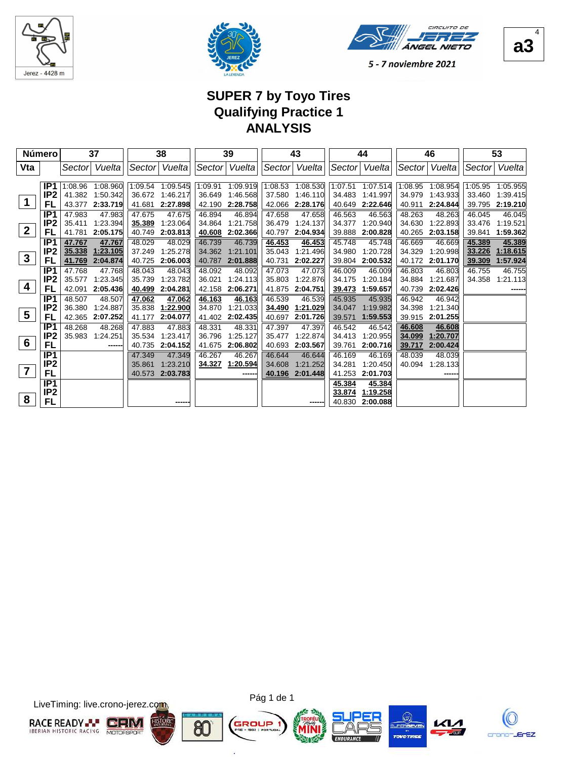# SUPER 7 by Toyo Tires
# Qualifying Practice 1
# ANALYSIS

| Número | | 37 | | 38 | | 39 | | 43 | | 44 | | 46 | | 53 | |
|---|---|---|---|---|---|---|---|---|---|---|---|---|---|---|---|
| Vta | | Sector | Vuelta | Sector | Vuelta | Sector | Vuelta | Sector | Vuelta | Sector | Vuelta | Sector | Vuelta | Sector | Vuelta |
| 1 | IP1 | 1:08.96 | 1:08.960 | 1:09.54 | 1:09.545 | 1:09.91 | 1:09.919 | 1:08.53 | 1:08.530 | 1:07.51 | 1:07.514 | 1:08.95 | 1:08.954 | 1:05.95 | 1:05.955 |
| | IP2 | 41.382 | 1:50.342 | 36.672 | 1:46.217 | 36.649 | 1:46.568 | 37.580 | 1:46.110 | 34.483 | 1:41.997 | 34.979 | 1:43.933 | 33.460 | 1:39.415 |
| | FL | 43.377 | 2:33.719 | 41.681 | 2:27.898 | 42.190 | 2:28.758 | 42.066 | 2:28.176 | 40.649 | 2:22.646 | 40.911 | 2:24.844 | 39.795 | 2:19.210 |
| 2 | IP1 | 47.983 | 47.983 | 47.675 | 47.675 | 46.894 | 46.894 | 47.658 | 47.658 | 46.563 | 46.563 | 48.263 | 48.263 | 46.045 | 46.045 |
| | IP2 | 35.411 | 1:23.394 | 35.389 | 1:23.064 | 34.864 | 1:21.758 | 36.479 | 1:24.137 | 34.377 | 1:20.940 | 34.630 | 1:22.893 | 33.476 | 1:19.521 |
| | FL | 41.781 | 2:05.175 | 40.749 | 2:03.813 | 40.608 | 2:02.366 | 40.797 | 2:04.934 | 39.888 | 2:00.828 | 40.265 | 2:03.158 | 39.841 | 1:59.362 |
| 3 | IP1 | 47.767 | 47.767 | 48.029 | 48.029 | 46.739 | 46.739 | 46.453 | 46.453 | 45.748 | 45.748 | 46.669 | 46.669 | 45.389 | 45.389 |
| | IP2 | 35.338 | 1:23.105 | 37.249 | 1:25.278 | 34.362 | 1:21.101 | 35.043 | 1:21.496 | 34.980 | 1:20.728 | 34.329 | 1:20.998 | 33.226 | 1:18.615 |
| | FL | 41.769 | 2:04.874 | 40.725 | 2:06.003 | 40.787 | 2:01.888 | 40.731 | 2:02.227 | 39.804 | 2:00.532 | 40.172 | 2:01.170 | 39.309 | 1:57.924 |
| 4 | IP1 | 47.768 | 47.768 | 48.043 | 48.043 | 48.092 | 48.092 | 47.073 | 47.073 | 46.009 | 46.009 | 46.803 | 46.803 | 46.755 | 46.755 |
| | IP2 | 35.577 | 1:23.345 | 35.739 | 1:23.782 | 36.021 | 1:24.113 | 35.803 | 1:22.876 | 34.175 | 1:20.184 | 34.884 | 1:21.687 | 34.358 | 1:21.113 |
| | FL | 42.091 | 2:05.436 | 40.499 | 2:04.281 | 42.158 | 2:06.271 | 41.875 | 2:04.751 | 39.473 | 1:59.657 | 40.739 | 2:02.426 | | ------ |
| 5 | IP1 | 48.507 | 48.507 | 47.062 | 47.062 | 46.163 | 46.163 | 46.539 | 46.539 | 45.935 | 45.935 | 46.942 | 46.942 | | |
| | IP2 | 36.380 | 1:24.887 | 35.838 | 1:22.900 | 34.870 | 1:21.033 | 34.490 | 1:21.029 | 34.047 | 1:19.982 | 34.398 | 1:21.340 | | |
| | FL | 42.365 | 2:07.252 | 41.177 | 2:04.077 | 41.402 | 2:02.435 | 40.697 | 2:01.726 | 39.571 | 1:59.553 | 39.915 | 2:01.255 | | |
| 6 | IP1 | 48.268 | 48.268 | 47.883 | 47.883 | 48.331 | 48.331 | 47.397 | 47.397 | 46.542 | 46.542 | 46.608 | 46.608 | | |
| | IP2 | 35.983 | 1:24.251 | 35.534 | 1:23.417 | 36.796 | 1:25.127 | 35.477 | 1:22.874 | 34.413 | 1:20.955 | 34.099 | 1:20.707 | | |
| | FL | | ------ | 40.735 | 2:04.152 | 41.675 | 2:06.802 | 40.693 | 2:03.567 | 39.761 | 2:00.716 | 39.717 | 2:00.424 | | |
| 7 | IP1 | | | 47.349 | 47.349 | 46.267 | 46.267 | 46.644 | 46.644 | 46.169 | 46.169 | 48.039 | 48.039 | | |
| | IP2 | | | 35.861 | 1:23.210 | 34.327 | 1:20.594 | 34.608 | 1:21.252 | 34.281 | 1:20.450 | 40.094 | 1:28.133 | | |
| | FL | | | 40.573 | 2:03.783 | | ------ | 40.196 | 2:01.448 | 41.253 | 2:01.703 | | ------ | | |
| 8 | IP1 | | | | | | | | | 45.384 | 45.384 | | | | |
| | IP2 | | | | | | | | | 33.874 | 1:19.258 | | | | |
| | FL | | | | ------ | | | | ------ | 40.830 | 2:00.088 | | | | |

LiveTiming: live.crono-jerez.com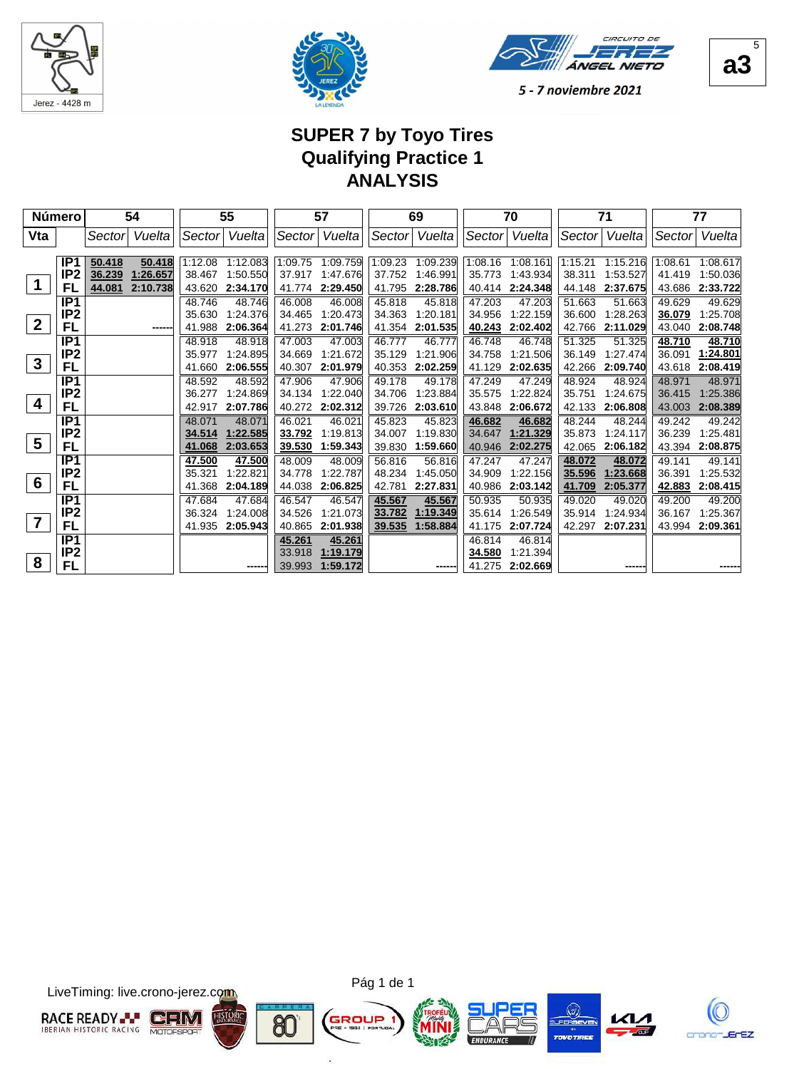5 - 7 noviembre 2021

a3

# SUPER 7 by Toyo Tires
## Qualifying Practice 1
## ANALYSIS

| Número | | 54 | | 55 | | 57 | | 69 | | 70 | | 71 | | 77 | |
|---|---|---|---|---|---|---|---|---|---|---|---|---|---|---|---|
| Vta | | Sector | Vuelta | Sector | Vuelta | Sector | Vuelta | Sector | Vuelta | Sector | Vuelta | Sector | Vuelta | Sector | Vuelta |
| 1 | IP1 | 50.418 | 50.418 | 1:12.08 | 1:12.083 | 1:09.75 | 1:09.759 | 1:09.23 | 1:09.239 | 1:08.16 | 1:08.161 | 1:15.21 | 1:15.216 | 1:08.61 | 1:08.617 |
| | IP2 | 36.239 | 1:26.657 | 38.467 | 1:50.550 | 37.917 | 1:47.676 | 37.752 | 1:46.991 | 35.773 | 1:43.934 | 38.311 | 1:53.527 | 41.419 | 1:50.036 |
| | FL | 44.081 | 2:10.738 | 43.620 | 2:34.170 | 41.774 | 2:29.450 | 41.795 | 2:28.786 | 40.414 | 2:24.348 | 44.148 | 2:37.675 | 43.686 | 2:33.722 |
| 2 | IP1 | | | 48.746 | 48.746 | 46.008 | 46.008 | 45.818 | 45.818 | 47.203 | 47.203 | 51.663 | 51.663 | 49.629 | 49.629 |
| | IP2 | | | 35.630 | 1:24.376 | 34.465 | 1:20.473 | 34.363 | 1:20.181 | 34.956 | 1:22.159 | 36.600 | 1:28.263 | 36.079 | 1:25.708 |
| | FL | | ------ | 41.988 | 2:06.364 | 41.273 | 2:01.746 | 41.354 | 2:01.535 | 40.243 | 2:02.402 | 42.766 | 2:11.029 | 43.040 | 2:08.748 |
| 3 | IP1 | | | 48.918 | 48.918 | 47.003 | 47.003 | 46.777 | 46.777 | 46.748 | 46.748 | 51.325 | 51.325 | 48.710 | 48.710 |
| | IP2 | | | 35.977 | 1:24.895 | 34.669 | 1:21.672 | 35.129 | 1:21.906 | 34.758 | 1:21.506 | 36.149 | 1:27.474 | 36.091 | 1:24.801 |
| | FL | | | 41.660 | 2:06.555 | 40.307 | 2:01.979 | 40.353 | 2:02.259 | 41.129 | 2:02.635 | 42.266 | 2:09.740 | 43.618 | 2:08.419 |
| 4 | IP1 | | | 48.592 | 48.592 | 47.906 | 47.906 | 49.178 | 49.178 | 47.249 | 47.249 | 48.924 | 48.924 | 48.971 | 48.971 |
| | IP2 | | | 36.277 | 1:24.869 | 34.134 | 1:22.040 | 34.706 | 1:23.884 | 35.575 | 1:22.824 | 35.751 | 1:24.675 | 36.415 | 1:25.386 |
| | FL | | | 42.917 | 2:07.786 | 40.272 | 2:02.312 | 39.726 | 2:03.610 | 43.848 | 2:06.672 | 42.133 | 2:06.808 | 43.003 | 2:08.389 |
| 5 | IP1 | | | 48.071 | 48.071 | 46.021 | 46.021 | 45.823 | 45.823 | 46.682 | 46.682 | 48.244 | 48.244 | 49.242 | 49.242 |
| | IP2 | | | 34.514 | 1:22.585 | 33.792 | 1:19.813 | 34.007 | 1:19.830 | 34.647 | 1:21.329 | 35.873 | 1:24.117 | 36.239 | 1:25.481 |
| | FL | | | 41.068 | 2:03.653 | 39.530 | 1:59.343 | 39.830 | 1:59.660 | 40.946 | 2:02.275 | 42.065 | 2:06.182 | 43.394 | 2:08.875 |
| 6 | IP1 | | | 47.500 | 47.500 | 48.009 | 48.009 | 56.816 | 56.816 | 47.247 | 47.247 | 48.072 | 48.072 | 49.141 | 49.141 |
| | IP2 | | | 35.321 | 1:22.821 | 34.778 | 1:22.787 | 48.234 | 1:45.050 | 34.909 | 1:22.156 | 35.596 | 1:23.668 | 36.391 | 1:25.532 |
| | FL | | | 41.368 | 2:04.189 | 44.038 | 2:06.825 | 42.781 | 2:27.831 | 40.986 | 2:03.142 | 41.709 | 2:05.377 | 42.883 | 2:08.415 |
| 7 | IP1 | | | 47.684 | 47.684 | 46.547 | 46.547 | 45.567 | 45.567 | 50.935 | 50.935 | 49.020 | 49.020 | 49.200 | 49.200 |
| | IP2 | | | 36.324 | 1:24.008 | 34.526 | 1:21.073 | 33.782 | 1:19.349 | 35.614 | 1:26.549 | 35.914 | 1:24.934 | 36.167 | 1:25.367 |
| | FL | | | 41.935 | 2:05.943 | 40.865 | 2:01.938 | 39.535 | 1:58.884 | 41.175 | 2:07.724 | 42.297 | 2:07.231 | 43.994 | 2:09.361 |
| 8 | IP1 | | | | | 45.261 | 45.261 | | | 46.814 | 46.814 | | | | |
| | IP2 | | | | | 33.918 | 1:19.179 | | | 34.580 | 1:21.394 | | | | |
| | FL | | | | ------ | 39.993 | 1:59.172 | | ------ | 41.275 | 2:02.669 | | ------ | | ------ |

LiveTiming: live.crono-jerez.com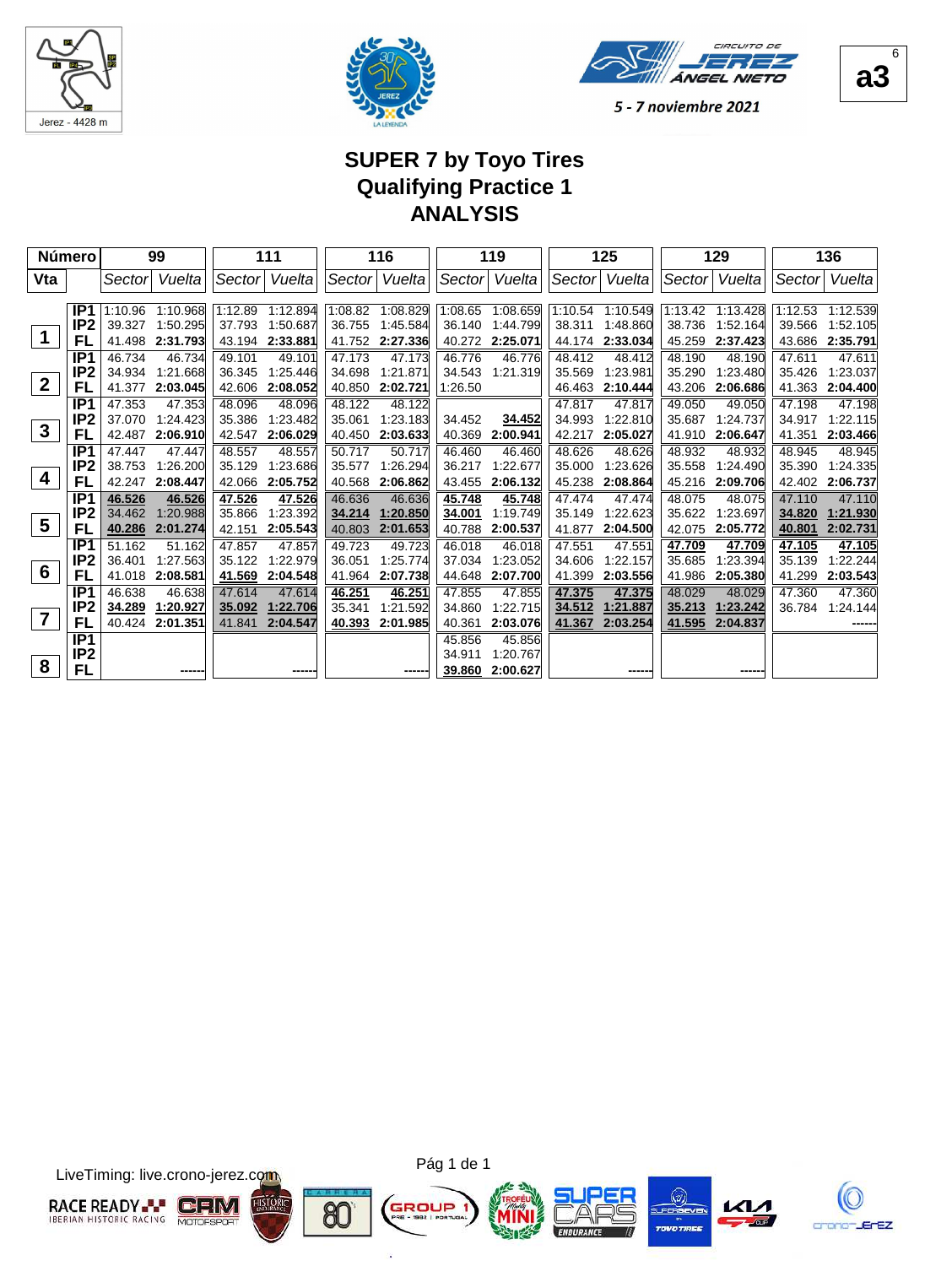Jerez - 4428 m

5 - 7 noviembre 2021

a3

# SUPER 7 by Toyo Tires
## Qualifying Practice 1
## ANALYSIS

| Número | | 99 | | 111 | | 116 | | 119 | | 125 | | 129 | | 136 | |
|---|---|---|---|---|---|---|---|---|---|---|---|---|---|---|---|
| Vta | | Sector | Vuelta | Sector | Vuelta | Sector | Vuelta | Sector | Vuelta | Sector | Vuelta | Sector | Vuelta | Sector | Vuelta |
| 1 | IP1 | 1:10.96 | 1:10.968 | 1:12.89 | 1:12.894 | 1:08.82 | 1:08.829 | 1:08.65 | 1:08.659 | 1:10.54 | 1:10.549 | 1:13.42 | 1:13.428 | 1:12.53 | 1:12.539 |
| | IP2 | 39.327 | 1:50.295 | 37.793 | 1:50.687 | 36.755 | 1:45.584 | 36.140 | 1:44.799 | 38.311 | 1:48.860 | 38.736 | 1:52.164 | 39.566 | 1:52.105 |
| | FL | 41.498 | 2:31.793 | 43.194 | 2:33.881 | 41.752 | 2:27.336 | 40.272 | 2:25.071 | 44.174 | 2:33.034 | 45.259 | 2:37.423 | 43.686 | 2:35.791 |
| 2 | IP1 | 46.734 | 46.734 | 49.101 | 49.101 | 47.173 | 47.173 | 46.776 | 46.776 | 48.412 | 48.412 | 48.190 | 48.190 | 47.611 | 47.611 |
| | IP2 | 34.934 | 1:21.668 | 36.345 | 1:25.446 | 34.698 | 1:21.871 | 34.543 | 1:21.319 | 35.569 | 1:23.981 | 35.290 | 1:23.480 | 35.426 | 1:23.037 |
| | FL | 41.377 | 2:03.045 | 42.606 | 2:08.052 | 40.850 | 2:02.721 | 1:26.50 | | 46.463 | 2:10.444 | 43.206 | 2:06.686 | 41.363 | 2:04.400 |
| 3 | IP1 | 47.353 | 47.353 | 48.096 | 48.096 | 48.122 | 48.122 | | | 47.817 | 47.817 | 49.050 | 49.050 | 47.198 | 47.198 |
| | IP2 | 37.070 | 1:24.423 | 35.386 | 1:23.482 | 35.061 | 1:23.183 | 34.452 | 34.452 | 34.993 | 1:22.810 | 35.687 | 1:24.737 | 34.917 | 1:22.115 |
| | FL | 42.487 | 2:06.910 | 42.547 | 2:06.029 | 40.450 | 2:03.633 | 40.369 | 2:00.941 | 42.217 | 2:05.027 | 41.910 | 2:06.647 | 41.351 | 2:03.466 |
| 4 | IP1 | 47.447 | 47.447 | 48.557 | 48.557 | 50.717 | 50.717 | 46.460 | 46.460 | 48.626 | 48.626 | 48.932 | 48.932 | 48.945 | 48.945 |
| | IP2 | 38.753 | 1:26.200 | 35.129 | 1:23.686 | 35.577 | 1:26.294 | 36.217 | 1:22.677 | 35.000 | 1:23.626 | 35.558 | 1:24.490 | 35.390 | 1:24.335 |
| | FL | 42.247 | 2:08.447 | 42.066 | 2:05.752 | 40.568 | 2:06.862 | 43.455 | 2:06.132 | 45.238 | 2:08.864 | 45.216 | 2:09.706 | 42.402 | 2:06.737 |
| 5 | IP1 | 46.526 | 46.526 | 47.526 | 47.526 | 46.636 | 46.636 | 45.748 | 45.748 | 47.474 | 47.474 | 48.075 | 48.075 | 47.110 | 47.110 |
| | IP2 | 34.462 | 1:20.988 | 35.866 | 1:23.392 | 34.214 | 1:20.850 | 34.001 | 1:19.749 | 35.149 | 1:22.623 | 35.622 | 1:23.697 | 34.820 | 1:21.930 |
| | FL | 40.286 | 2:01.274 | 42.151 | 2:05.543 | 40.803 | 2:01.653 | 40.788 | 2:00.537 | 41.877 | 2:04.500 | 42.075 | 2:05.772 | 40.801 | 2:02.731 |
| 6 | IP1 | 51.162 | 51.162 | 47.857 | 47.857 | 49.723 | 49.723 | 46.018 | 46.018 | 47.551 | 47.551 | 47.709 | 47.709 | 47.105 | 47.105 |
| | IP2 | 36.401 | 1:27.563 | 35.122 | 1:22.979 | 36.051 | 1:25.774 | 37.034 | 1:23.052 | 34.606 | 1:22.157 | 35.685 | 1:23.394 | 35.139 | 1:22.244 |
| | FL | 41.018 | 2:08.581 | 41.569 | 2:04.548 | 41.964 | 2:07.738 | 44.648 | 2:07.700 | 41.399 | 2:03.556 | 41.986 | 2:05.380 | 41.299 | 2:03.543 |
| 7 | IP1 | 46.638 | 46.638 | 47.614 | 47.614 | 46.251 | 46.251 | 47.855 | 47.855 | 47.375 | 47.375 | 48.029 | 48.029 | 47.360 | 47.360 |
| | IP2 | 34.289 | 1:20.927 | 35.092 | 1:22.706 | 35.341 | 1:21.592 | 34.860 | 1:22.715 | 34.512 | 1:21.887 | 35.213 | 1:23.242 | 36.784 | 1:24.144 |
| | FL | 40.424 | 2:01.351 | 41.841 | 2:04.547 | 40.393 | 2:01.985 | 40.361 | 2:03.076 | 41.367 | 2:03.254 | 41.595 | 2:04.837 | | ------ |
| 8 | IP1 | | | | | | | 45.856 | 45.856 | | | | | | |
| | IP2 | | | | | | | 34.911 | 1:20.767 | | | | | | |
| | FL | | ------ | | ------ | | ------ | 39.860 | 2:00.627 | | ------ | | ------ | | |

LiveTiming: live.crono-jerez.com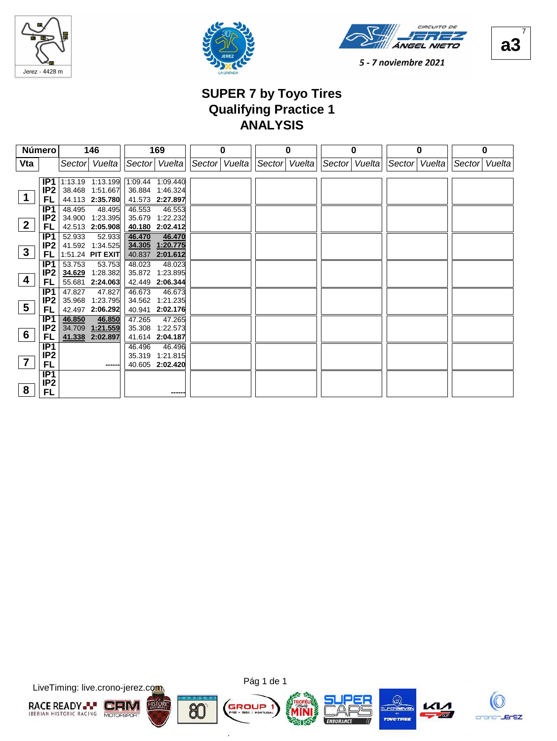# SUPER 7 by Toyo Tires
## Qualifying Practice 1
## ANALYSIS

| Número | | 146 | | 169 | | 0 | | 0 | | 0 | | 0 | | 0 | |
|---|---|---|---|---|---|---|---|---|---|---|---|---|---|---|---|
| Vta | | Sector | Vuelta | Sector | Vuelta | Sector | Vuelta | Sector | Vuelta | Sector | Vuelta | Sector | Vuelta | Sector | Vuelta |
| 1 | IP1 | 1:13.19 | 1:13.199 | 1:09.44 | 1:09.440 | | | | | | | | | | |
| | IP2 | 38.468 | 1:51.667 | 36.884 | 1:46.324 | | | | | | | | | | |
| | FL | 44.113 | **2:35.780** | 41.573 | **2:27.897** | | | | | | | | | | |
| 2 | IP1 | 48.495 | 48.495 | 46.553 | 46.553 | | | | | | | | | | |
| | IP2 | 34.900 | 1:23.395 | 35.679 | 1:22.232 | | | | | | | | | | |
| | FL | 42.513 | **2:05.908** | **40.180** | **2:02.412** | | | | | | | | | | |
| 3 | IP1 | 52.933 | 52.933 | **46.470** | **46.470** | | | | | | | | | | |
| | IP2 | 41.592 | 1:34.525 | **34.305** | **1:20.775** | | | | | | | | | | |
| | FL | 1:51.24 | **PIT EXIT** | 40.837 | **2:01.612** | | | | | | | | | | |
| 4 | IP1 | 53.753 | 53.753 | 48.023 | 48.023 | | | | | | | | | | |
| | IP2 | **34.629** | 1:28.382 | 35.872 | 1:23.895 | | | | | | | | | | |
| | FL | 55.681 | **2:24.063** | 42.449 | **2:06.344** | | | | | | | | | | |
| 5 | IP1 | 47.827 | 47.827 | 46.673 | 46.673 | | | | | | | | | | |
| | IP2 | 35.968 | 1:23.795 | 34.562 | 1:21.235 | | | | | | | | | | |
| | FL | 42.497 | **2:06.292** | 40.941 | **2:02.176** | | | | | | | | | | |
| 6 | IP1 | **46.850** | **46.850** | 47.265 | 47.265 | | | | | | | | | | |
| | IP2 | 34.709 | **1:21.559** | 35.308 | 1:22.573 | | | | | | | | | | |
| | FL | **41.338** | **2:02.897** | 41.614 | **2:04.187** | | | | | | | | | | |
| 7 | IP1 | | | 46.496 | 46.496 | | | | | | | | | | |
| | IP2 | | | 35.319 | 1:21.815 | | | | | | | | | | |
| | FL | | ------ | 40.605 | **2:02.420** | | | | | | | | | | |
| 8 | IP1 | | | | | | | | | | | | | | |
| | IP2 | | | | | | | | | | | | | | |
| | FL | | | | ------ | | | | | | | | | | |

LiveTiming: live.crono-jerez.com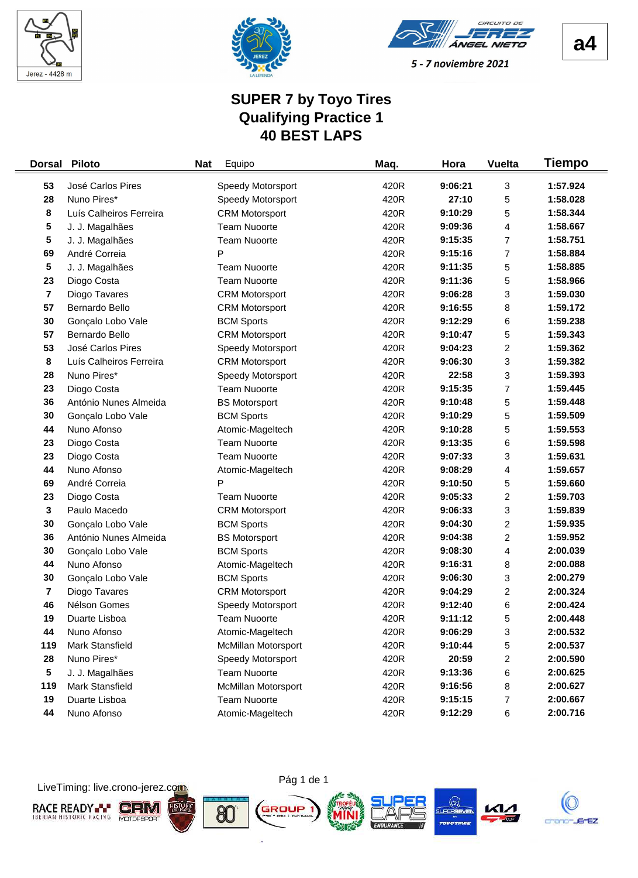Jerez - 4428 m

CIRCUITO DE JEREZ ÁNGEL NIETO

5 - 7 noviembre 2021

**a4**

# SUPER 7 by Toyo Tires
## Qualifying Practice 1
## 40 BEST LAPS

| Dorsal | Piloto | Nat | Equipo | Maq. | Hora | Vuelta | Tiempo |
|---|---|---|---|---|---|---|---|
| 53 | José Carlos Pires | | Speedy Motorsport | 420R | 9:06:21 | 3 | 1:57.924 |
| 28 | Nuno Pires* | | Speedy Motorsport | 420R | 27:10 | 5 | 1:58.028 |
| 8 | Luís Calheiros Ferreira | | CRM Motorsport | 420R | 9:10:29 | 5 | 1:58.344 |
| 5 | J. J. Magalhães | | Team Nuoorte | 420R | 9:09:36 | 4 | 1:58.667 |
| 5 | J. J. Magalhães | | Team Nuoorte | 420R | 9:15:35 | 7 | 1:58.751 |
| 69 | André Correia | | P | 420R | 9:15:16 | 7 | 1:58.884 |
| 5 | J. J. Magalhães | | Team Nuoorte | 420R | 9:11:35 | 5 | 1:58.885 |
| 23 | Diogo Costa | | Team Nuoorte | 420R | 9:11:36 | 5 | 1:58.966 |
| 7 | Diogo Tavares | | CRM Motorsport | 420R | 9:06:28 | 3 | 1:59.030 |
| 57 | Bernardo Bello | | CRM Motorsport | 420R | 9:16:55 | 8 | 1:59.172 |
| 30 | Gonçalo Lobo Vale | | BCM Sports | 420R | 9:12:29 | 6 | 1:59.238 |
| 57 | Bernardo Bello | | CRM Motorsport | 420R | 9:10:47 | 5 | 1:59.343 |
| 53 | José Carlos Pires | | Speedy Motorsport | 420R | 9:04:23 | 2 | 1:59.362 |
| 8 | Luís Calheiros Ferreira | | CRM Motorsport | 420R | 9:06:30 | 3 | 1:59.382 |
| 28 | Nuno Pires* | | Speedy Motorsport | 420R | 22:58 | 3 | 1:59.393 |
| 23 | Diogo Costa | | Team Nuoorte | 420R | 9:15:35 | 7 | 1:59.445 |
| 36 | António Nunes Almeida | | BS Motorsport | 420R | 9:10:48 | 5 | 1:59.448 |
| 30 | Gonçalo Lobo Vale | | BCM Sports | 420R | 9:10:29 | 5 | 1:59.509 |
| 44 | Nuno Afonso | | Atomic-Mageltech | 420R | 9:10:28 | 5 | 1:59.553 |
| 23 | Diogo Costa | | Team Nuoorte | 420R | 9:13:35 | 6 | 1:59.598 |
| 23 | Diogo Costa | | Team Nuoorte | 420R | 9:07:33 | 3 | 1:59.631 |
| 44 | Nuno Afonso | | Atomic-Mageltech | 420R | 9:08:29 | 4 | 1:59.657 |
| 69 | André Correia | | P | 420R | 9:10:50 | 5 | 1:59.660 |
| 23 | Diogo Costa | | Team Nuoorte | 420R | 9:05:33 | 2 | 1:59.703 |
| 3 | Paulo Macedo | | CRM Motorsport | 420R | 9:06:33 | 3 | 1:59.839 |
| 30 | Gonçalo Lobo Vale | | BCM Sports | 420R | 9:04:30 | 2 | 1:59.935 |
| 36 | António Nunes Almeida | | BS Motorsport | 420R | 9:04:38 | 2 | 1:59.952 |
| 30 | Gonçalo Lobo Vale | | BCM Sports | 420R | 9:08:30 | 4 | 2:00.039 |
| 44 | Nuno Afonso | | Atomic-Mageltech | 420R | 9:16:31 | 8 | 2:00.088 |
| 30 | Gonçalo Lobo Vale | | BCM Sports | 420R | 9:06:30 | 3 | 2:00.279 |
| 7 | Diogo Tavares | | CRM Motorsport | 420R | 9:04:29 | 2 | 2:00.324 |
| 46 | Nélson Gomes | | Speedy Motorsport | 420R | 9:12:40 | 6 | 2:00.424 |
| 19 | Duarte Lisboa | | Team Nuoorte | 420R | 9:11:12 | 5 | 2:00.448 |
| 44 | Nuno Afonso | | Atomic-Mageltech | 420R | 9:06:29 | 3 | 2:00.532 |
| 119 | Mark Stansfield | | McMillan Motorsport | 420R | 9:10:44 | 5 | 2:00.537 |
| 28 | Nuno Pires* | | Speedy Motorsport | 420R | 20:59 | 2 | 2:00.590 |
| 5 | J. J. Magalhães | | Team Nuoorte | 420R | 9:13:36 | 6 | 2:00.625 |
| 119 | Mark Stansfield | | McMillan Motorsport | 420R | 9:16:56 | 8 | 2:00.627 |
| 19 | Duarte Lisboa | | Team Nuoorte | 420R | 9:15:15 | 7 | 2:00.667 |
| 44 | Nuno Afonso | | Atomic-Mageltech | 420R | 9:12:29 | 6 | 2:00.716 |

LiveTiming: live.crono-jerez.com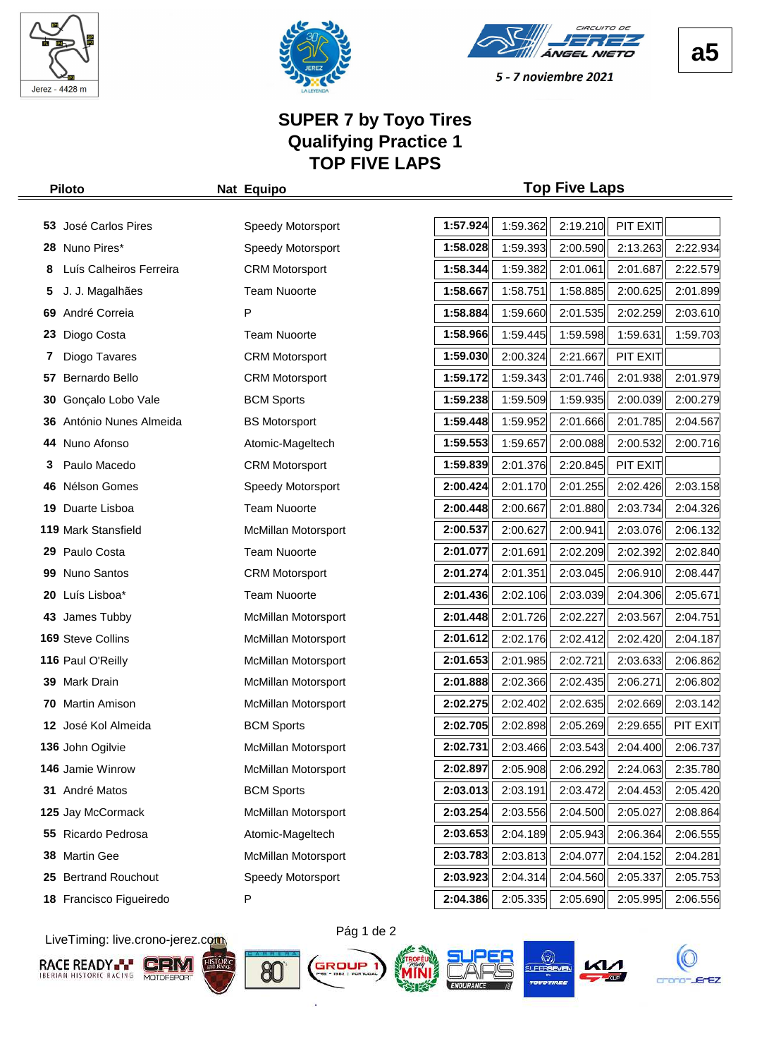Jerez - 4428 m

5 - 7 noviembre 2021

**a5**

# SUPER 7 by Toyo Tires
## Qualifying Practice 1
## TOP FIVE LAPS

| Piloto | | Nat | Equipo | Top Five Laps | | | | |
|---|---|---|---|---|---|---|---|---|
| 53 | José Carlos Pires | | Speedy Motorsport | **1:57.924** | 1:59.362 | 2:19.210 | PIT EXIT | |
| 28 | Nuno Pires* | | Speedy Motorsport | **1:58.028** | 1:59.393 | 2:00.590 | 2:13.263 | 2:22.934 |
| 8 | Luís Calheiros Ferreira | | CRM Motorsport | **1:58.344** | 1:59.382 | 2:01.061 | 2:01.687 | 2:22.579 |
| 5 | J. J. Magalhães | | Team Nuoorte | **1:58.667** | 1:58.751 | 1:58.885 | 2:00.625 | 2:01.899 |
| 69 | André Correia | | P | **1:58.884** | 1:59.660 | 2:01.535 | 2:02.259 | 2:03.610 |
| 23 | Diogo Costa | | Team Nuoorte | **1:58.966** | 1:59.445 | 1:59.598 | 1:59.631 | 1:59.703 |
| 7 | Diogo Tavares | | CRM Motorsport | **1:59.030** | 2:00.324 | 2:21.667 | PIT EXIT | |
| 57 | Bernardo Bello | | CRM Motorsport | **1:59.172** | 1:59.343 | 2:01.746 | 2:01.938 | 2:01.979 |
| 30 | Gonçalo Lobo Vale | | BCM Sports | **1:59.238** | 1:59.509 | 1:59.935 | 2:00.039 | 2:00.279 |
| 36 | António Nunes Almeida | | BS Motorsport | **1:59.448** | 1:59.952 | 2:01.666 | 2:01.785 | 2:04.567 |
| 44 | Nuno Afonso | | Atomic-Mageltech | **1:59.553** | 1:59.657 | 2:00.088 | 2:00.532 | 2:00.716 |
| 3 | Paulo Macedo | | CRM Motorsport | **1:59.839** | 2:01.376 | 2:20.845 | PIT EXIT | |
| 46 | Nélson Gomes | | Speedy Motorsport | **2:00.424** | 2:01.170 | 2:01.255 | 2:02.426 | 2:03.158 |
| 19 | Duarte Lisboa | | Team Nuoorte | **2:00.448** | 2:00.667 | 2:01.880 | 2:03.734 | 2:04.326 |
| 119 | Mark Stansfield | | McMillan Motorsport | **2:00.537** | 2:00.627 | 2:00.941 | 2:03.076 | 2:06.132 |
| 29 | Paulo Costa | | Team Nuoorte | **2:01.077** | 2:01.691 | 2:02.209 | 2:02.392 | 2:02.840 |
| 99 | Nuno Santos | | CRM Motorsport | **2:01.274** | 2:01.351 | 2:03.045 | 2:06.910 | 2:08.447 |
| 20 | Luís Lisboa* | | Team Nuoorte | **2:01.436** | 2:02.106 | 2:03.039 | 2:04.306 | 2:05.671 |
| 43 | James Tubby | | McMillan Motorsport | **2:01.448** | 2:01.726 | 2:02.227 | 2:03.567 | 2:04.751 |
| 169 | Steve Collins | | McMillan Motorsport | **2:01.612** | 2:02.176 | 2:02.412 | 2:02.420 | 2:04.187 |
| 116 | Paul O'Reilly | | McMillan Motorsport | **2:01.653** | 2:01.985 | 2:02.721 | 2:03.633 | 2:06.862 |
| 39 | Mark Drain | | McMillan Motorsport | **2:01.888** | 2:02.366 | 2:02.435 | 2:06.271 | 2:06.802 |
| 70 | Martin Amison | | McMillan Motorsport | **2:02.275** | 2:02.402 | 2:02.635 | 2:02.669 | 2:03.142 |
| 12 | José Kol Almeida | | BCM Sports | **2:02.705** | 2:02.898 | 2:05.269 | 2:29.655 | PIT EXIT |
| 136 | John Ogilvie | | McMillan Motorsport | **2:02.731** | 2:03.466 | 2:03.543 | 2:04.400 | 2:06.737 |
| 146 | Jamie Winrow | | McMillan Motorsport | **2:02.897** | 2:05.908 | 2:06.292 | 2:24.063 | 2:35.780 |
| 31 | André Matos | | BCM Sports | **2:03.013** | 2:03.191 | 2:03.472 | 2:04.453 | 2:05.420 |
| 125 | Jay McCormack | | McMillan Motorsport | **2:03.254** | 2:03.556 | 2:04.500 | 2:05.027 | 2:08.864 |
| 55 | Ricardo Pedrosa | | Atomic-Mageltech | **2:03.653** | 2:04.189 | 2:05.943 | 2:06.364 | 2:06.555 |
| 38 | Martin Gee | | McMillan Motorsport | **2:03.783** | 2:03.813 | 2:04.077 | 2:04.152 | 2:04.281 |
| 25 | Bertrand Rouchout | | Speedy Motorsport | **2:03.923** | 2:04.314 | 2:04.560 | 2:05.337 | 2:05.753 |
| 18 | Francisco Figueiredo | | P | **2:04.386** | 2:05.335 | 2:05.690 | 2:05.995 | 2:06.556 |

LiveTiming: live.crono-jerez.com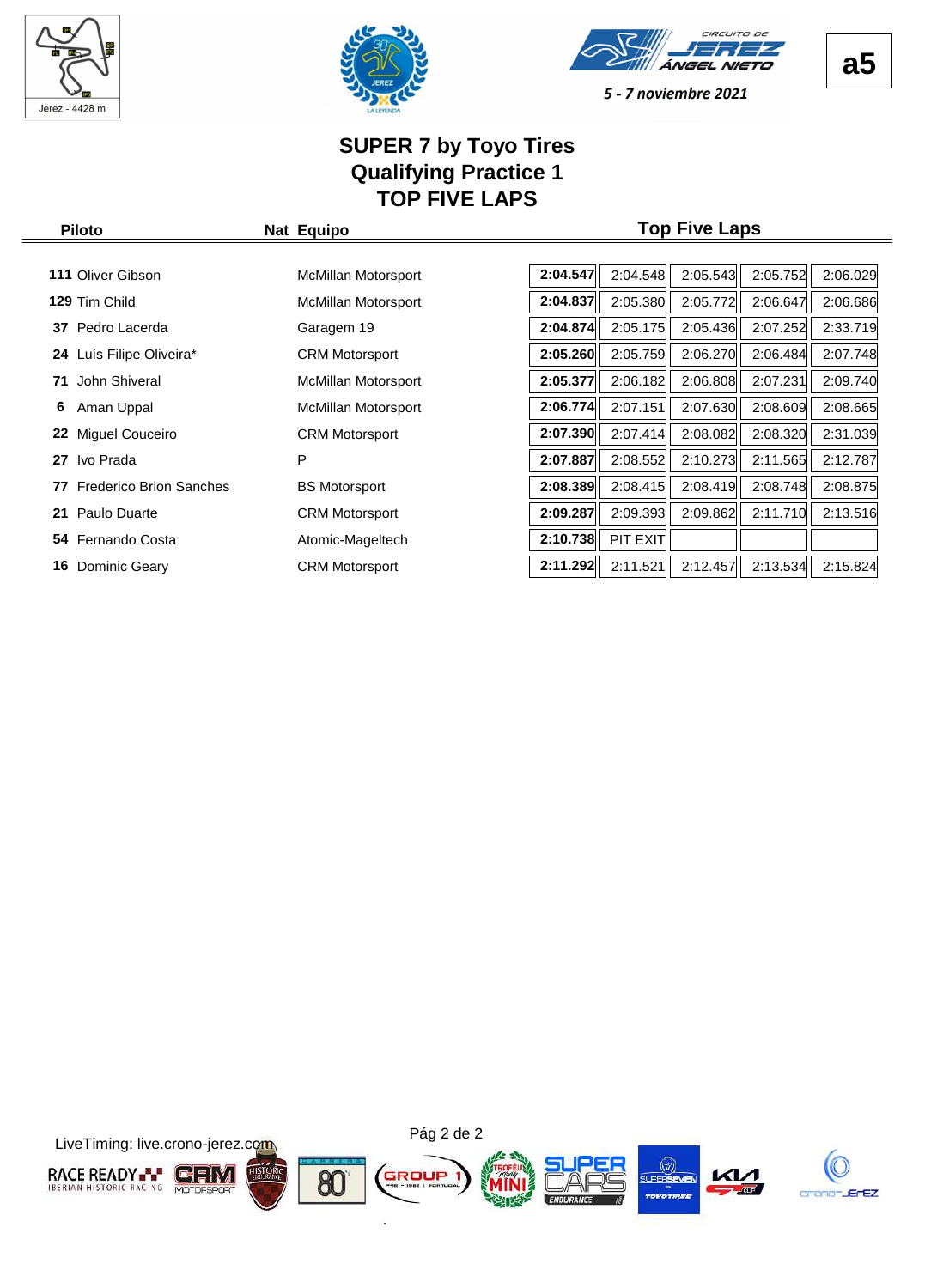a5

5 - 7 noviembre 2021

# SUPER 7 by Toyo Tires
## Qualifying Practice 1
## TOP FIVE LAPS

| Piloto | Nat | Equipo | Top Five Laps | | | | |
|---|---|---|---|---|---|---|---|
| **111** Oliver Gibson | | McMillan Motorsport | **2:04.547** | 2:04.548 | 2:05.543 | 2:05.752 | 2:06.029 |
| **129** Tim Child | | McMillan Motorsport | **2:04.837** | 2:05.380 | 2:05.772 | 2:06.647 | 2:06.686 |
| **37** Pedro Lacerda | | Garagem 19 | **2:04.874** | 2:05.175 | 2:05.436 | 2:07.252 | 2:33.719 |
| **24** Luís Filipe Oliveira* | | CRM Motorsport | **2:05.260** | 2:05.759 | 2:06.270 | 2:06.484 | 2:07.748 |
| **71** John Shiveral | | McMillan Motorsport | **2:05.377** | 2:06.182 | 2:06.808 | 2:07.231 | 2:09.740 |
| **6** Aman Uppal | | McMillan Motorsport | **2:06.774** | 2:07.151 | 2:07.630 | 2:08.609 | 2:08.665 |
| **22** Miguel Couceiro | | CRM Motorsport | **2:07.390** | 2:07.414 | 2:08.082 | 2:08.320 | 2:31.039 |
| **27** Ivo Prada | | P | **2:07.887** | 2:08.552 | 2:10.273 | 2:11.565 | 2:12.787 |
| **77** Frederico Brion Sanches | | BS Motorsport | **2:08.389** | 2:08.415 | 2:08.419 | 2:08.748 | 2:08.875 |
| **21** Paulo Duarte | | CRM Motorsport | **2:09.287** | 2:09.393 | 2:09.862 | 2:11.710 | 2:13.516 |
| **54** Fernando Costa | | Atomic-Mageltech | **2:10.738** | PIT EXIT | | | |
| **16** Dominic Geary | | CRM Motorsport | **2:11.292** | 2:11.521 | 2:12.457 | 2:13.534 | 2:15.824 |

LiveTiming: live.crono-jerez.com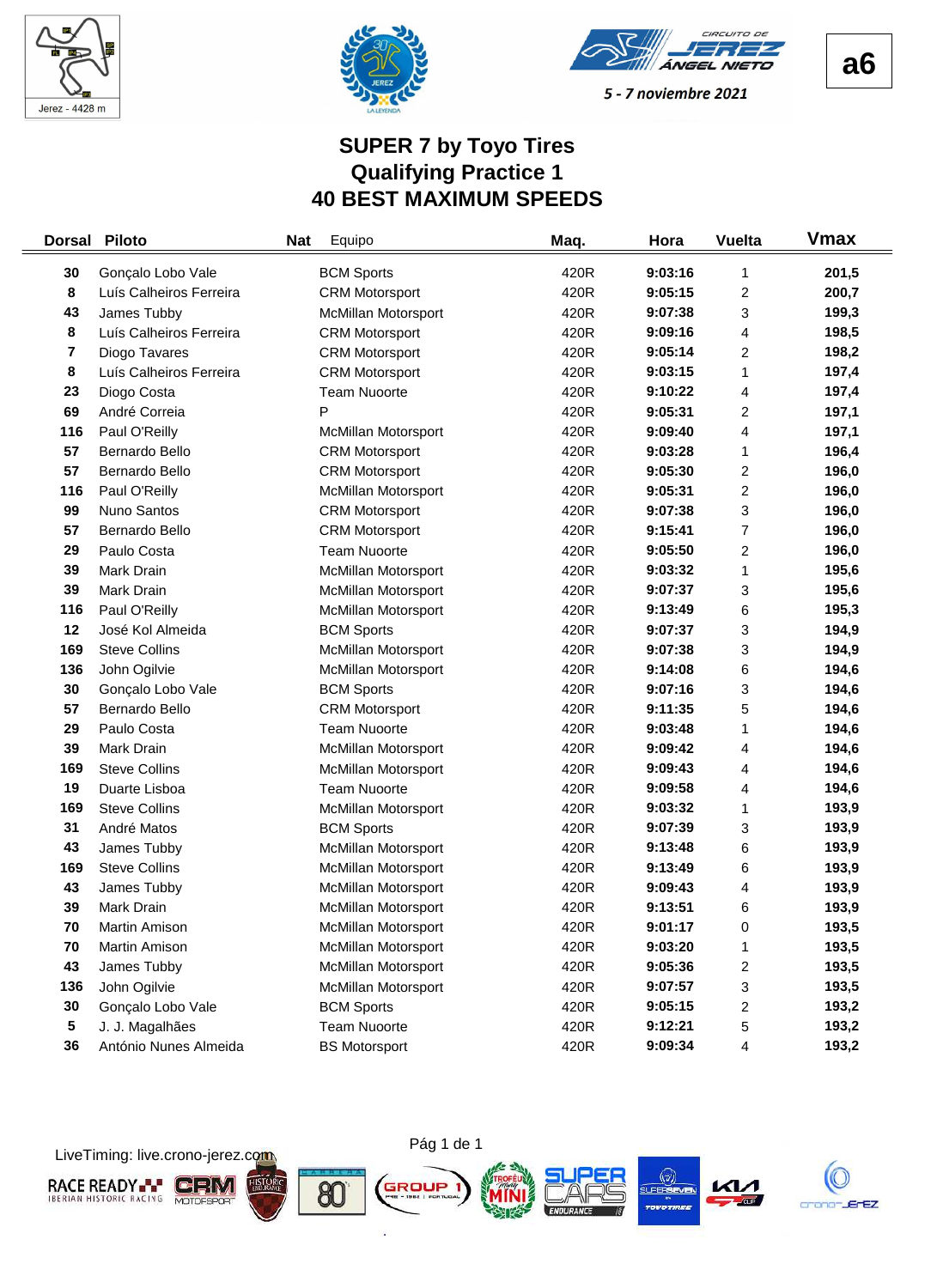Jerez - 4428 m

5 - 7 noviembre 2021

a6

# SUPER 7 by Toyo Tires
## Qualifying Practice 1
## 40 BEST MAXIMUM SPEEDS

| Dorsal | Piloto | Nat | Equipo | Maq. | Hora | Vuelta | Vmax |
|---|---|---|---|---|---|---|---|
| 30 | Gonçalo Lobo Vale | | BCM Sports | 420R | 9:03:16 | 1 | 201,5 |
| 8 | Luís Calheiros Ferreira | | CRM Motorsport | 420R | 9:05:15 | 2 | 200,7 |
| 43 | James Tubby | | McMillan Motorsport | 420R | 9:07:38 | 3 | 199,3 |
| 8 | Luís Calheiros Ferreira | | CRM Motorsport | 420R | 9:09:16 | 4 | 198,5 |
| 7 | Diogo Tavares | | CRM Motorsport | 420R | 9:05:14 | 2 | 198,2 |
| 8 | Luís Calheiros Ferreira | | CRM Motorsport | 420R | 9:03:15 | 1 | 197,4 |
| 23 | Diogo Costa | | Team Nuoorte | 420R | 9:10:22 | 4 | 197,4 |
| 69 | André Correia | | P | 420R | 9:05:31 | 2 | 197,1 |
| 116 | Paul O'Reilly | | McMillan Motorsport | 420R | 9:09:40 | 4 | 197,1 |
| 57 | Bernardo Bello | | CRM Motorsport | 420R | 9:03:28 | 1 | 196,4 |
| 57 | Bernardo Bello | | CRM Motorsport | 420R | 9:05:30 | 2 | 196,0 |
| 116 | Paul O'Reilly | | McMillan Motorsport | 420R | 9:05:31 | 2 | 196,0 |
| 99 | Nuno Santos | | CRM Motorsport | 420R | 9:07:38 | 3 | 196,0 |
| 57 | Bernardo Bello | | CRM Motorsport | 420R | 9:15:41 | 7 | 196,0 |
| 29 | Paulo Costa | | Team Nuoorte | 420R | 9:05:50 | 2 | 196,0 |
| 39 | Mark Drain | | McMillan Motorsport | 420R | 9:03:32 | 1 | 195,6 |
| 39 | Mark Drain | | McMillan Motorsport | 420R | 9:07:37 | 3 | 195,6 |
| 116 | Paul O'Reilly | | McMillan Motorsport | 420R | 9:13:49 | 6 | 195,3 |
| 12 | José Kol Almeida | | BCM Sports | 420R | 9:07:37 | 3 | 194,9 |
| 169 | Steve Collins | | McMillan Motorsport | 420R | 9:07:38 | 3 | 194,9 |
| 136 | John Ogilvie | | McMillan Motorsport | 420R | 9:14:08 | 6 | 194,6 |
| 30 | Gonçalo Lobo Vale | | BCM Sports | 420R | 9:07:16 | 3 | 194,6 |
| 57 | Bernardo Bello | | CRM Motorsport | 420R | 9:11:35 | 5 | 194,6 |
| 29 | Paulo Costa | | Team Nuoorte | 420R | 9:03:48 | 1 | 194,6 |
| 39 | Mark Drain | | McMillan Motorsport | 420R | 9:09:42 | 4 | 194,6 |
| 169 | Steve Collins | | McMillan Motorsport | 420R | 9:09:43 | 4 | 194,6 |
| 19 | Duarte Lisboa | | Team Nuoorte | 420R | 9:09:58 | 4 | 194,6 |
| 169 | Steve Collins | | McMillan Motorsport | 420R | 9:03:32 | 1 | 193,9 |
| 31 | André Matos | | BCM Sports | 420R | 9:07:39 | 3 | 193,9 |
| 43 | James Tubby | | McMillan Motorsport | 420R | 9:13:48 | 6 | 193,9 |
| 169 | Steve Collins | | McMillan Motorsport | 420R | 9:13:49 | 6 | 193,9 |
| 43 | James Tubby | | McMillan Motorsport | 420R | 9:09:43 | 4 | 193,9 |
| 39 | Mark Drain | | McMillan Motorsport | 420R | 9:13:51 | 6 | 193,9 |
| 70 | Martin Amison | | McMillan Motorsport | 420R | 9:01:17 | 0 | 193,5 |
| 70 | Martin Amison | | McMillan Motorsport | 420R | 9:03:20 | 1 | 193,5 |
| 43 | James Tubby | | McMillan Motorsport | 420R | 9:05:36 | 2 | 193,5 |
| 136 | John Ogilvie | | McMillan Motorsport | 420R | 9:07:57 | 3 | 193,5 |
| 30 | Gonçalo Lobo Vale | | BCM Sports | 420R | 9:05:15 | 2 | 193,2 |
| 5 | J. J. Magalhães | | Team Nuoorte | 420R | 9:12:21 | 5 | 193,2 |
| 36 | António Nunes Almeida | | BS Motorsport | 420R | 9:09:34 | 4 | 193,2 |

LiveTiming: live.crono-jerez.com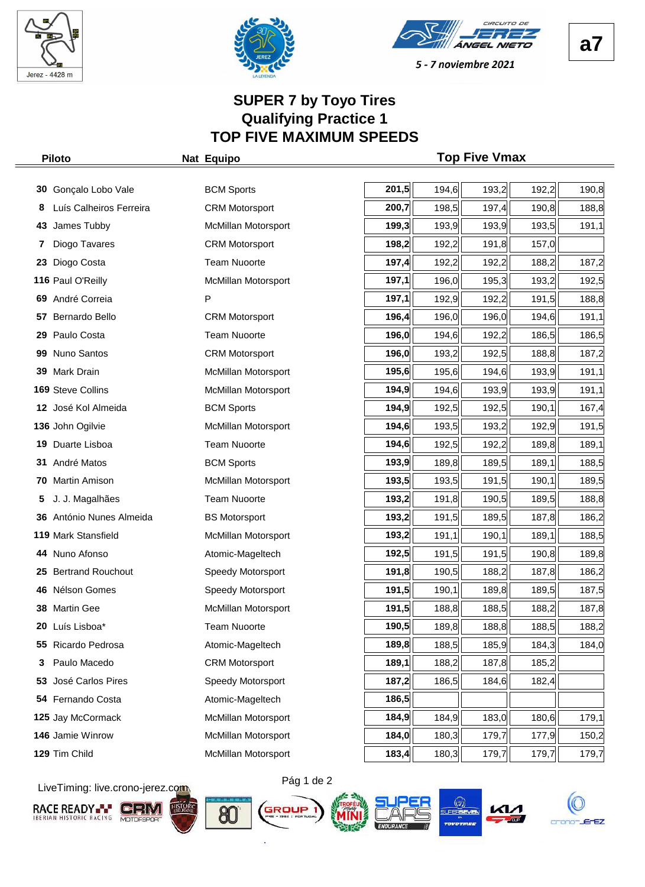a7

5 - 7 noviembre 2021

# SUPER 7 by Toyo Tires
## Qualifying Practice 1
## TOP FIVE MAXIMUM SPEEDS

| Piloto | Nat | Equipo | Top Five Vmax | | | | |
|---|---|---|---|---|---|---|---|
| **30** Gonçalo Lobo Vale | | BCM Sports | **201,5** | 194,6 | 193,2 | 192,2 | 190,8 |
| **8** Luís Calheiros Ferreira | | CRM Motorsport | **200,7** | 198,5 | 197,4 | 190,8 | 188,8 |
| **43** James Tubby | | McMillan Motorsport | **199,3** | 193,9 | 193,9 | 193,5 | 191,1 |
| **7** Diogo Tavares | | CRM Motorsport | **198,2** | 192,2 | 191,8 | 157,0 | |
| **23** Diogo Costa | | Team Nuoorte | **197,4** | 192,2 | 192,2 | 188,2 | 187,2 |
| **116** Paul O'Reilly | | McMillan Motorsport | **197,1** | 196,0 | 195,3 | 193,2 | 192,5 |
| **69** André Correia | | P | **197,1** | 192,9 | 192,2 | 191,5 | 188,8 |
| **57** Bernardo Bello | | CRM Motorsport | **196,4** | 196,0 | 196,0 | 194,6 | 191,1 |
| **29** Paulo Costa | | Team Nuoorte | **196,0** | 194,6 | 192,2 | 186,5 | 186,5 |
| **99** Nuno Santos | | CRM Motorsport | **196,0** | 193,2 | 192,5 | 188,8 | 187,2 |
| **39** Mark Drain | | McMillan Motorsport | **195,6** | 195,6 | 194,6 | 193,9 | 191,1 |
| **169** Steve Collins | | McMillan Motorsport | **194,9** | 194,6 | 193,9 | 193,9 | 191,1 |
| **12** José Kol Almeida | | BCM Sports | **194,9** | 192,5 | 192,5 | 190,1 | 167,4 |
| **136** John Ogilvie | | McMillan Motorsport | **194,6** | 193,5 | 193,2 | 192,9 | 191,5 |
| **19** Duarte Lisboa | | Team Nuoorte | **194,6** | 192,5 | 192,2 | 189,8 | 189,1 |
| **31** André Matos | | BCM Sports | **193,9** | 189,8 | 189,5 | 189,1 | 188,5 |
| **70** Martin Amison | | McMillan Motorsport | **193,5** | 193,5 | 191,5 | 190,1 | 189,5 |
| **5** J. J. Magalhães | | Team Nuoorte | **193,2** | 191,8 | 190,5 | 189,5 | 188,8 |
| **36** António Nunes Almeida | | BS Motorsport | **193,2** | 191,5 | 189,5 | 187,8 | 186,2 |
| **119** Mark Stansfield | | McMillan Motorsport | **193,2** | 191,1 | 190,1 | 189,1 | 188,5 |
| **44** Nuno Afonso | | Atomic-Mageltech | **192,5** | 191,5 | 191,5 | 190,8 | 189,8 |
| **25** Bertrand Rouchout | | Speedy Motorsport | **191,8** | 190,5 | 188,2 | 187,8 | 186,2 |
| **46** Nélson Gomes | | Speedy Motorsport | **191,5** | 190,1 | 189,8 | 189,5 | 187,5 |
| **38** Martin Gee | | McMillan Motorsport | **191,5** | 188,8 | 188,5 | 188,2 | 187,8 |
| **20** Luís Lisboa* | | Team Nuoorte | **190,5** | 189,8 | 188,8 | 188,5 | 188,2 |
| **55** Ricardo Pedrosa | | Atomic-Mageltech | **189,8** | 188,5 | 185,9 | 184,3 | 184,0 |
| **3** Paulo Macedo | | CRM Motorsport | **189,1** | 188,2 | 187,8 | 185,2 | |
| **53** José Carlos Pires | | Speedy Motorsport | **187,2** | 186,5 | 184,6 | 182,4 | |
| **54** Fernando Costa | | Atomic-Mageltech | **186,5** | | | | |
| **125** Jay McCormack | | McMillan Motorsport | **184,9** | 184,9 | 183,0 | 180,6 | 179,1 |
| **146** Jamie Winrow | | McMillan Motorsport | **184,0** | 180,3 | 179,7 | 177,9 | 150,2 |
| **129** Tim Child | | McMillan Motorsport | **183,4** | 180,3 | 179,7 | 179,7 | 179,7 |

LiveTiming: live.crono-jerez.com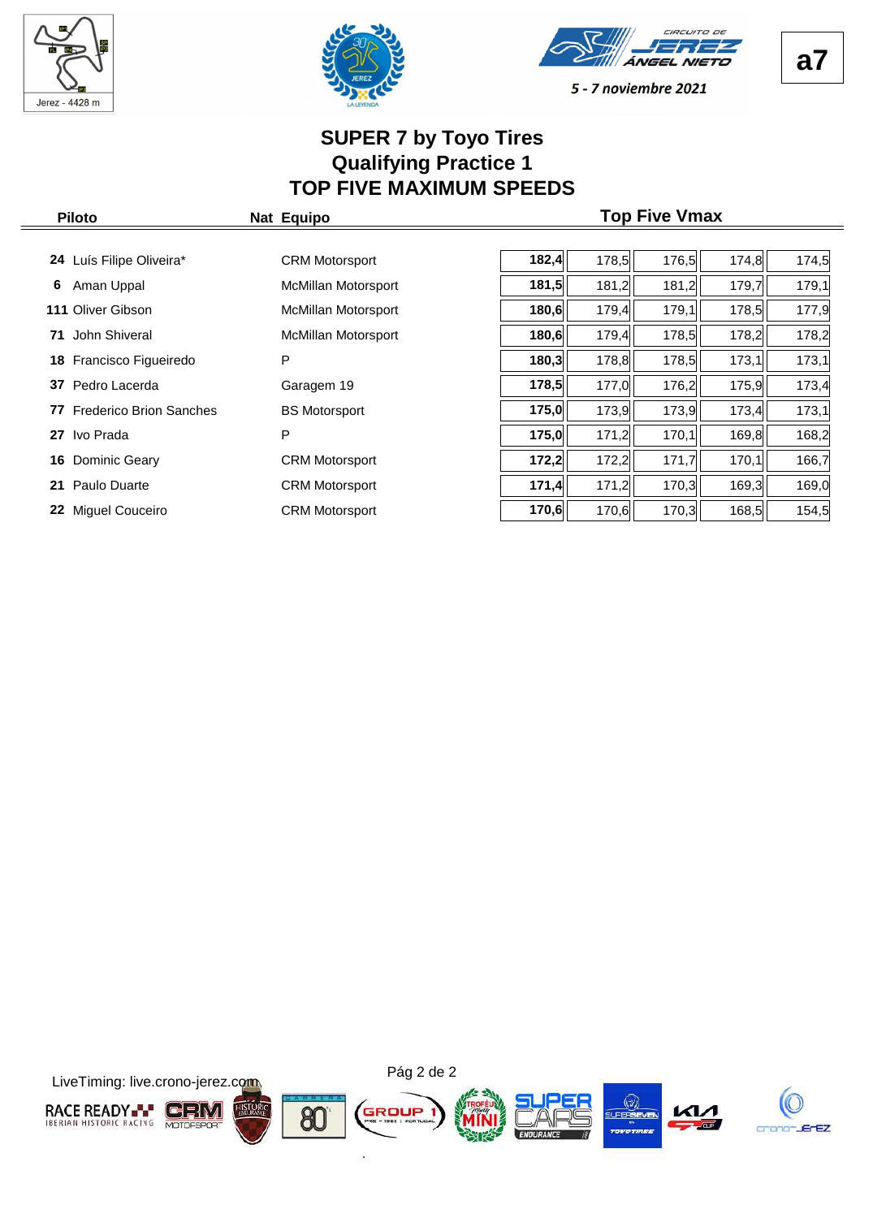a7

5 - 7 noviembre 2021

# SUPER 7 by Toyo Tires
## Qualifying Practice 1
## TOP FIVE MAXIMUM SPEEDS

| Piloto | | Nat | Equipo | Top Five Vmax | | | | |
|---|---|---|---|---|---|---|---|---|
| 24 | Luís Filipe Oliveira* | | CRM Motorsport | **182,4** | 178,5 | 176,5 | 174,8 | 174,5 |
| 6 | Aman Uppal | | McMillan Motorsport | **181,5** | 181,2 | 181,2 | 179,7 | 179,1 |
| 111 | Oliver Gibson | | McMillan Motorsport | **180,6** | 179,4 | 179,1 | 178,5 | 177,9 |
| 71 | John Shiveral | | McMillan Motorsport | **180,6** | 179,4 | 178,5 | 178,2 | 178,2 |
| 18 | Francisco Figueiredo | | P | **180,3** | 178,8 | 178,5 | 173,1 | 173,1 |
| 37 | Pedro Lacerda | | Garagem 19 | **178,5** | 177,0 | 176,2 | 175,9 | 173,4 |
| 77 | Frederico Brion Sanches | | BS Motorsport | **175,0** | 173,9 | 173,9 | 173,4 | 173,1 |
| 27 | Ivo Prada | | P | **175,0** | 171,2 | 170,1 | 169,8 | 168,2 |
| 16 | Dominic Geary | | CRM Motorsport | **172,2** | 172,2 | 171,7 | 170,1 | 166,7 |
| 21 | Paulo Duarte | | CRM Motorsport | **171,4** | 171,2 | 170,3 | 169,3 | 169,0 |
| 22 | Miguel Couceiro | | CRM Motorsport | **170,6** | 170,6 | 170,3 | 168,5 | 154,5 |

LiveTiming: live.crono-jerez.com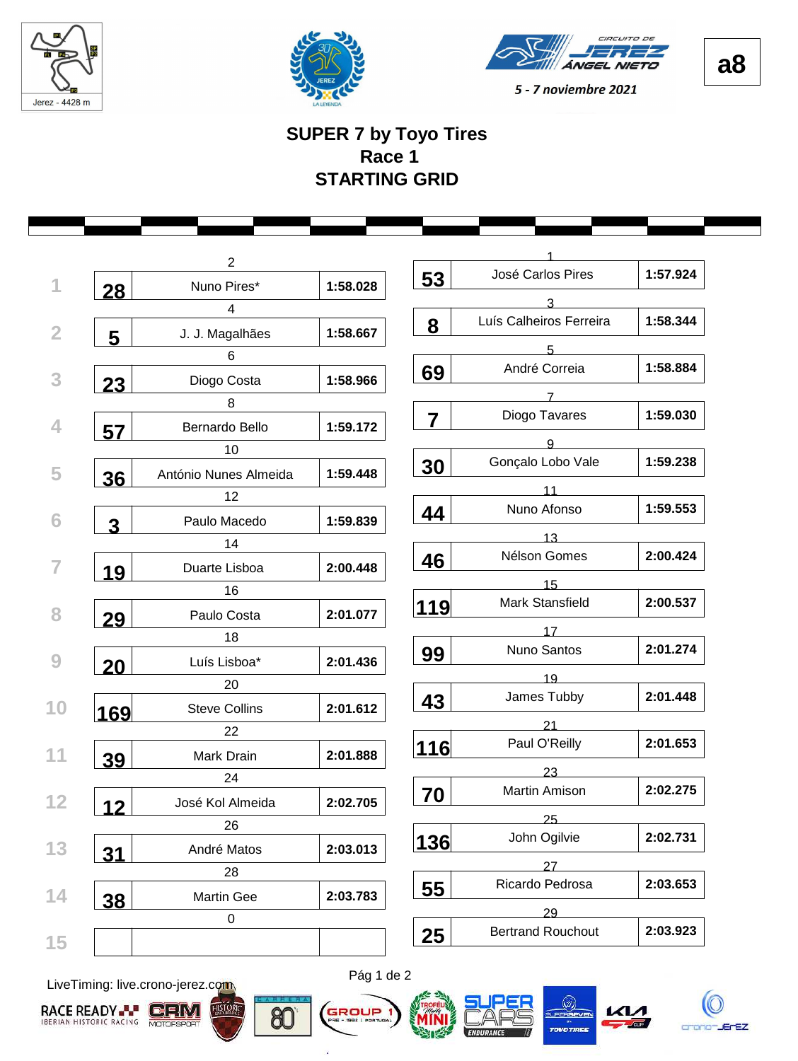a8

Jerez - 4428 m

CIRCUITO DE JEREZ ÁNGEL NIETO

5 - 7 noviembre 2021

# SUPER 7 by Toyo Tires
## Race 1
## STARTING GRID

| Row | Pos | No. | Driver | Time | Pos | No. | Driver | Time |
|---|---|---|---|---|---|---|---|---|
| 1 | 2 | 28 | Nuno Pires* | 1:58.028 | 1 | 53 | José Carlos Pires | 1:57.924 |
| 2 | 4 | 5 | J. J. Magalhães | 1:58.667 | 3 | 8 | Luís Calheiros Ferreira | 1:58.344 |
| 3 | 6 | 23 | Diogo Costa | 1:58.966 | 5 | 69 | André Correia | 1:58.884 |
| 4 | 8 | 57 | Bernardo Bello | 1:59.172 | 7 | 7 | Diogo Tavares | 1:59.030 |
| 5 | 10 | 36 | António Nunes Almeida | 1:59.448 | 9 | 30 | Gonçalo Lobo Vale | 1:59.238 |
| 6 | 12 | 3 | Paulo Macedo | 1:59.839 | 11 | 44 | Nuno Afonso | 1:59.553 |
| 7 | 14 | 19 | Duarte Lisboa | 2:00.448 | 13 | 46 | Nélson Gomes | 2:00.424 |
| 8 | 16 | 29 | Paulo Costa | 2:01.077 | 15 | 119 | Mark Stansfield | 2:00.537 |
| 9 | 18 | 20 | Luís Lisboa* | 2:01.436 | 17 | 99 | Nuno Santos | 2:01.274 |
| 10 | 20 | 169 | Steve Collins | 2:01.612 | 19 | 43 | James Tubby | 2:01.448 |
| 11 | 22 | 39 | Mark Drain | 2:01.888 | 21 | 116 | Paul O'Reilly | 2:01.653 |
| 12 | 24 | 12 | José Kol Almeida | 2:02.705 | 23 | 70 | Martin Amison | 2:02.275 |
| 13 | 26 | 31 | André Matos | 2:03.013 | 25 | 136 | John Ogilvie | 2:02.731 |
| 14 | 28 | 38 | Martin Gee | 2:03.783 | 27 | 55 | Ricardo Pedrosa | 2:03.653 |
| 15 | 0 | | | | 29 | 25 | Bertrand Rouchout | 2:03.923 |

LiveTiming: live.crono-jerez.com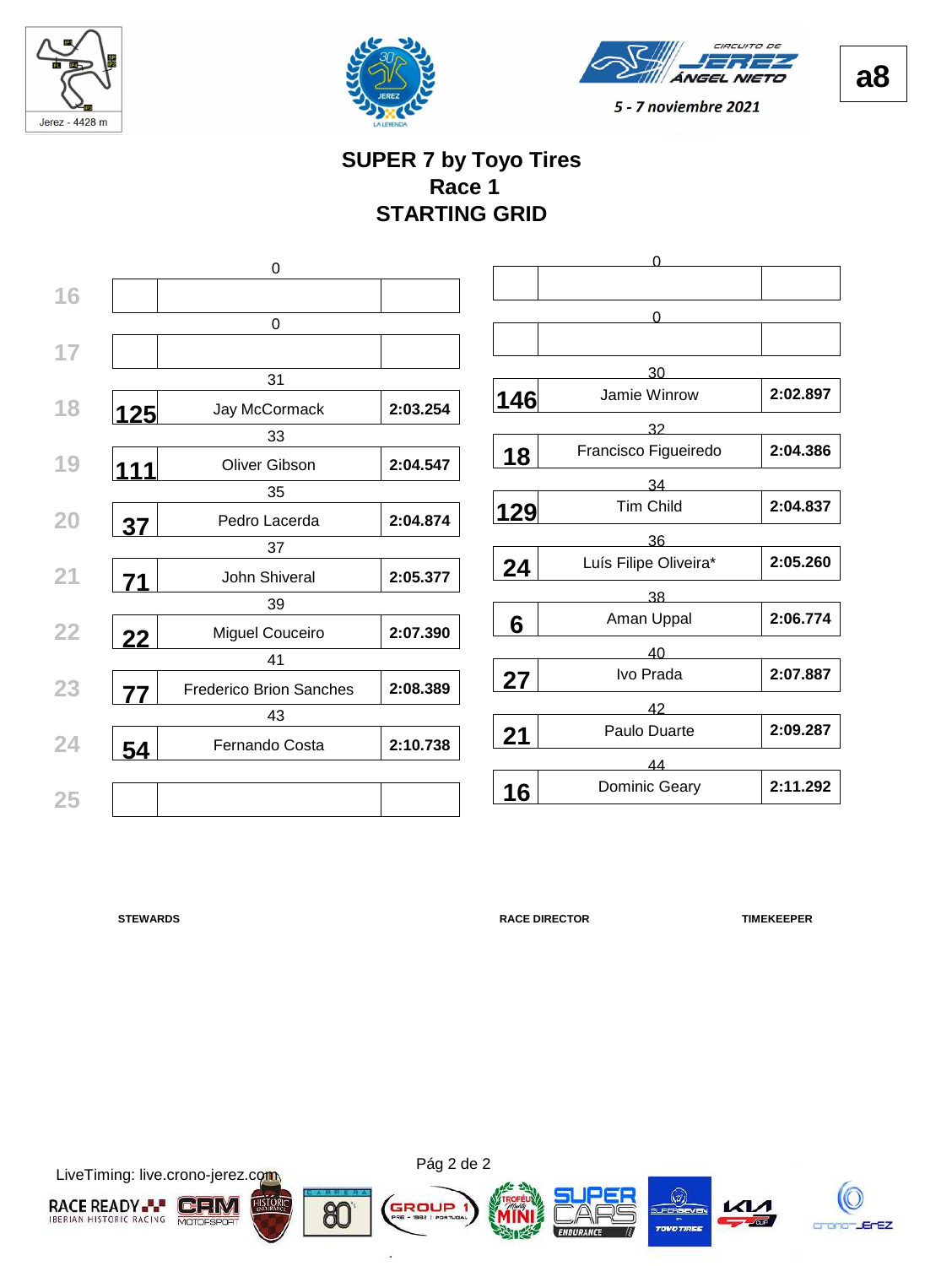Jerez - 4428 m

5 - 7 noviembre 2021

**a8**

## SUPER 7 by Toyo Tires
## Race 1
## STARTING GRID

| Row | Pos | No. | Driver | Time | Pos | No. | Driver | Time |
|---|---|---|---|---|---|---|---|---|
|  |  |  |  |  | 0 |  |  |  |
| 16 | 0 |  |  |  | 0 |  |  |  |
| 17 | 31 |  |  |  | 30 | 146 | Jamie Winrow | 2:02.897 |
| 18 | 33 | 125 | Jay McCormack | 2:03.254 | 32 | 18 | Francisco Figueiredo | 2:04.386 |
| 19 | 35 | 111 | Oliver Gibson | 2:04.547 | 34 | 129 | Tim Child | 2:04.837 |
| 20 | 37 | 37 | Pedro Lacerda | 2:04.874 | 36 | 24 | Luís Filipe Oliveira* | 2:05.260 |
| 21 | 39 | 71 | John Shiveral | 2:05.377 | 38 | 6 | Aman Uppal | 2:06.774 |
| 22 | 41 | 22 | Miguel Couceiro | 2:07.390 | 40 | 27 | Ivo Prada | 2:07.887 |
| 23 | 43 | 77 | Frederico Brion Sanches | 2:08.389 | 42 | 21 | Paulo Duarte | 2:09.287 |
| 24 |  | 54 | Fernando Costa | 2:10.738 | 44 | 16 | Dominic Geary | 2:11.292 |
| 25 |  |  |  |  |  |  |  |  |

**STEWARDS** **RACE DIRECTOR** **TIMEKEEPER**

LiveTiming: live.crono-jerez.com